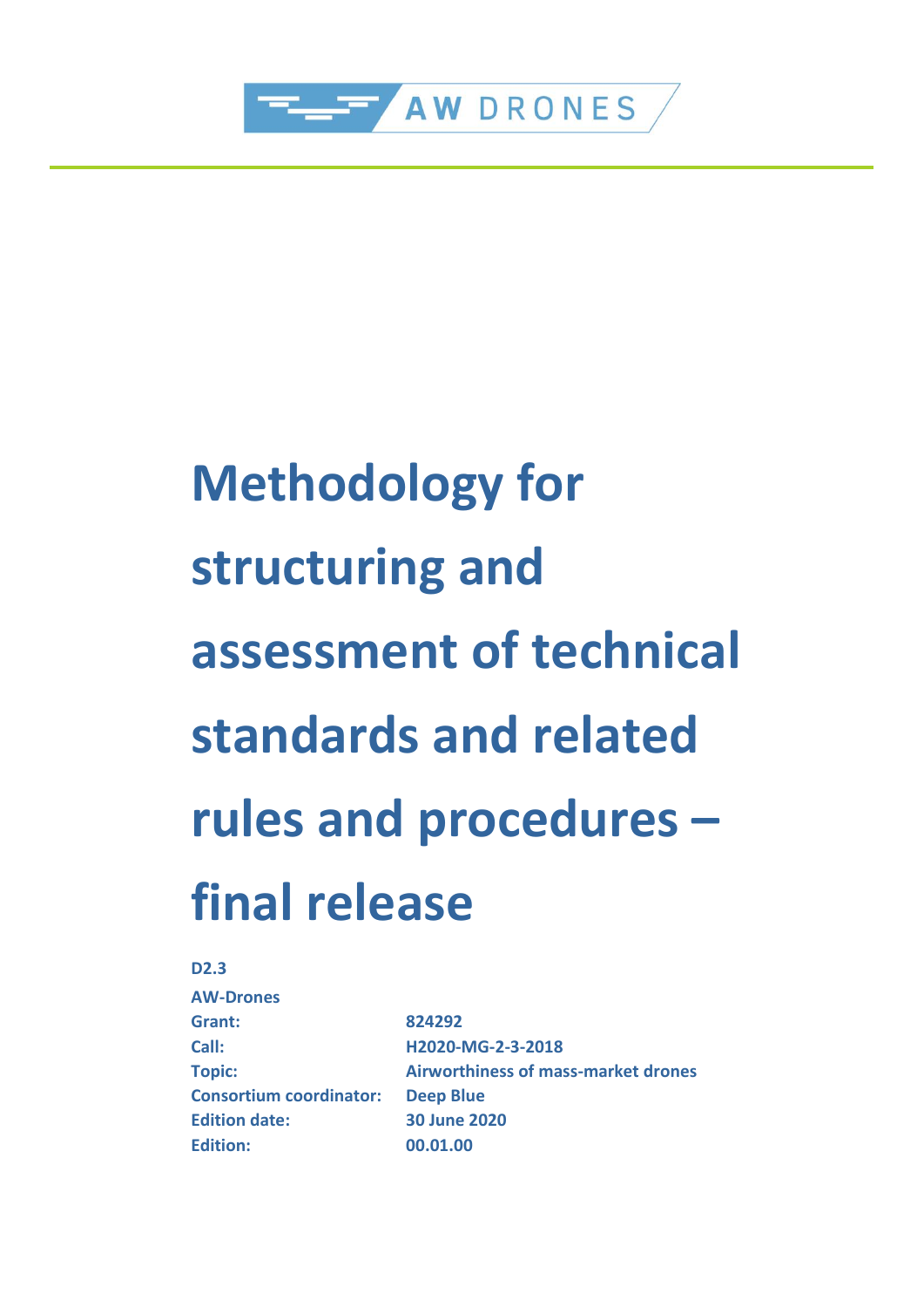AW DRONES

# Methodology for structuring and assessment of technical standards and related rules and procedures – final release

**D2.3**

**AW-Drones**

| | |
|---|---|
| **Grant:** | **824292** |
| **Call:** | **H2020-MG-2-3-2018** |
| **Topic:** | **Airworthiness of mass-market drones** |
| **Consortium coordinator:** | **Deep Blue** |
| **Edition date:** | **30 June 2020** |
| **Edition:** | **00.01.00** |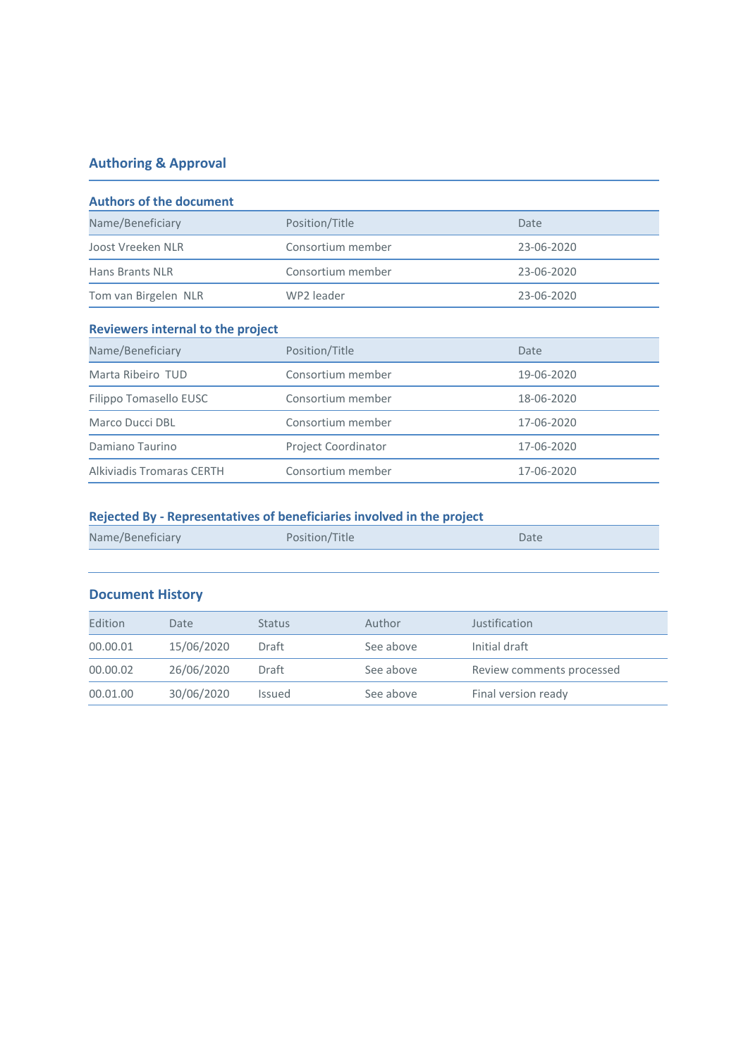## Authoring & Approval

### Authors of the document

| Name/Beneficiary | Position/Title | Date |
| --- | --- | --- |
| Joost Vreeken NLR | Consortium member | 23-06-2020 |
| Hans Brants NLR | Consortium member | 23-06-2020 |
| Tom van Birgelen NLR | WP2 leader | 23-06-2020 |

### Reviewers internal to the project

| Name/Beneficiary | Position/Title | Date |
| --- | --- | --- |
| Marta Ribeiro TUD | Consortium member | 19-06-2020 |
| Filippo Tomasello EUSC | Consortium member | 18-06-2020 |
| Marco Ducci DBL | Consortium member | 17-06-2020 |
| Damiano Taurino | Project Coordinator | 17-06-2020 |
| Alkiviadis Tromaras CERTH | Consortium member | 17-06-2020 |

### Rejected By - Representatives of beneficiaries involved in the project

| Name/Beneficiary | Position/Title | Date |
| --- | --- | --- |
| | | |

## Document History

| Edition | Date | Status | Author | Justification |
| --- | --- | --- | --- | --- |
| 00.00.01 | 15/06/2020 | Draft | See above | Initial draft |
| 00.00.02 | 26/06/2020 | Draft | See above | Review comments processed |
| 00.01.00 | 30/06/2020 | Issued | See above | Final version ready |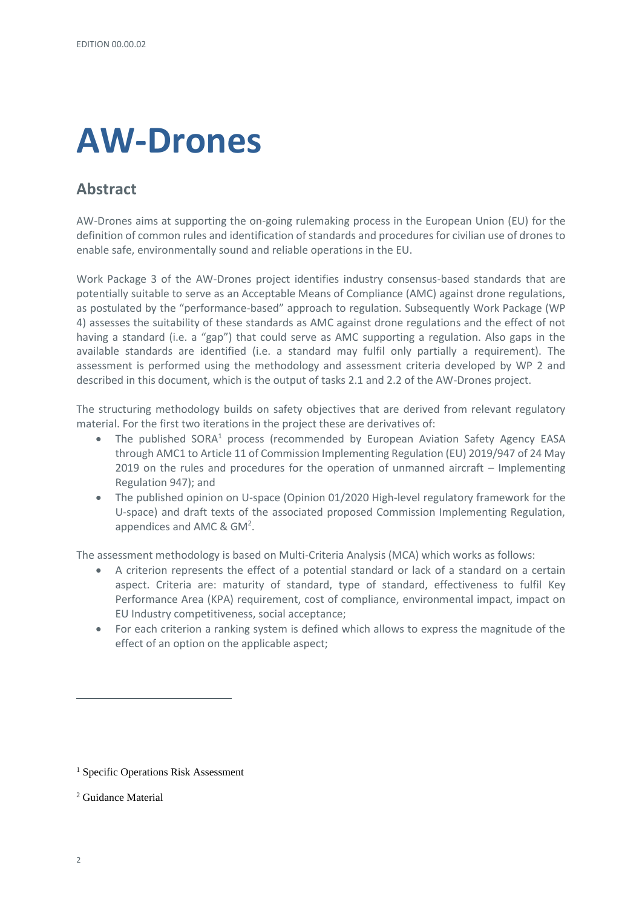# AW-Drones

## Abstract

AW-Drones aims at supporting the on-going rulemaking process in the European Union (EU) for the definition of common rules and identification of standards and procedures for civilian use of drones to enable safe, environmentally sound and reliable operations in the EU.

Work Package 3 of the AW-Drones project identifies industry consensus-based standards that are potentially suitable to serve as an Acceptable Means of Compliance (AMC) against drone regulations, as postulated by the "performance-based" approach to regulation. Subsequently Work Package (WP 4) assesses the suitability of these standards as AMC against drone regulations and the effect of not having a standard (i.e. a "gap") that could serve as AMC supporting a regulation. Also gaps in the available standards are identified (i.e. a standard may fulfil only partially a requirement). The assessment is performed using the methodology and assessment criteria developed by WP 2 and described in this document, which is the output of tasks 2.1 and 2.2 of the AW-Drones project.

The structuring methodology builds on safety objectives that are derived from relevant regulatory material. For the first two iterations in the project these are derivatives of:

- The published SORA[1] process (recommended by European Aviation Safety Agency EASA through AMC1 to Article 11 of Commission Implementing Regulation (EU) 2019/947 of 24 May 2019 on the rules and procedures for the operation of unmanned aircraft – Implementing Regulation 947); and
- The published opinion on U-space (Opinion 01/2020 High-level regulatory framework for the U-space) and draft texts of the associated proposed Commission Implementing Regulation, appendices and AMC & GM[2].

The assessment methodology is based on Multi-Criteria Analysis (MCA) which works as follows:

- A criterion represents the effect of a potential standard or lack of a standard on a certain aspect. Criteria are: maturity of standard, type of standard, effectiveness to fulfil Key Performance Area (KPA) requirement, cost of compliance, environmental impact, impact on EU Industry competitiveness, social acceptance;
- For each criterion a ranking system is defined which allows to express the magnitude of the effect of an option on the applicable aspect;

[1] Specific Operations Risk Assessment

[2] Guidance Material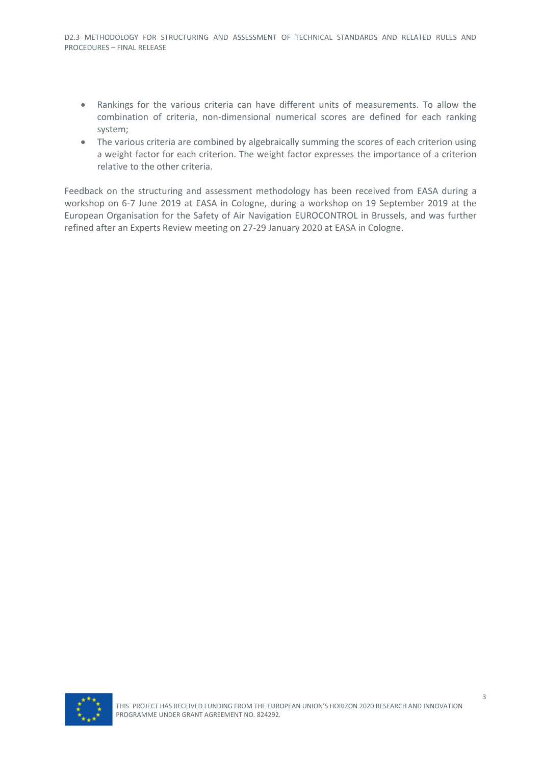- Rankings for the various criteria can have different units of measurements. To allow the combination of criteria, non-dimensional numerical scores are defined for each ranking system;
- The various criteria are combined by algebraically summing the scores of each criterion using a weight factor for each criterion. The weight factor expresses the importance of a criterion relative to the other criteria.

Feedback on the structuring and assessment methodology has been received from EASA during a workshop on 6-7 June 2019 at EASA in Cologne, during a workshop on 19 September 2019 at the European Organisation for the Safety of Air Navigation EUROCONTROL in Brussels, and was further refined after an Experts Review meeting on 27-29 January 2020 at EASA in Cologne.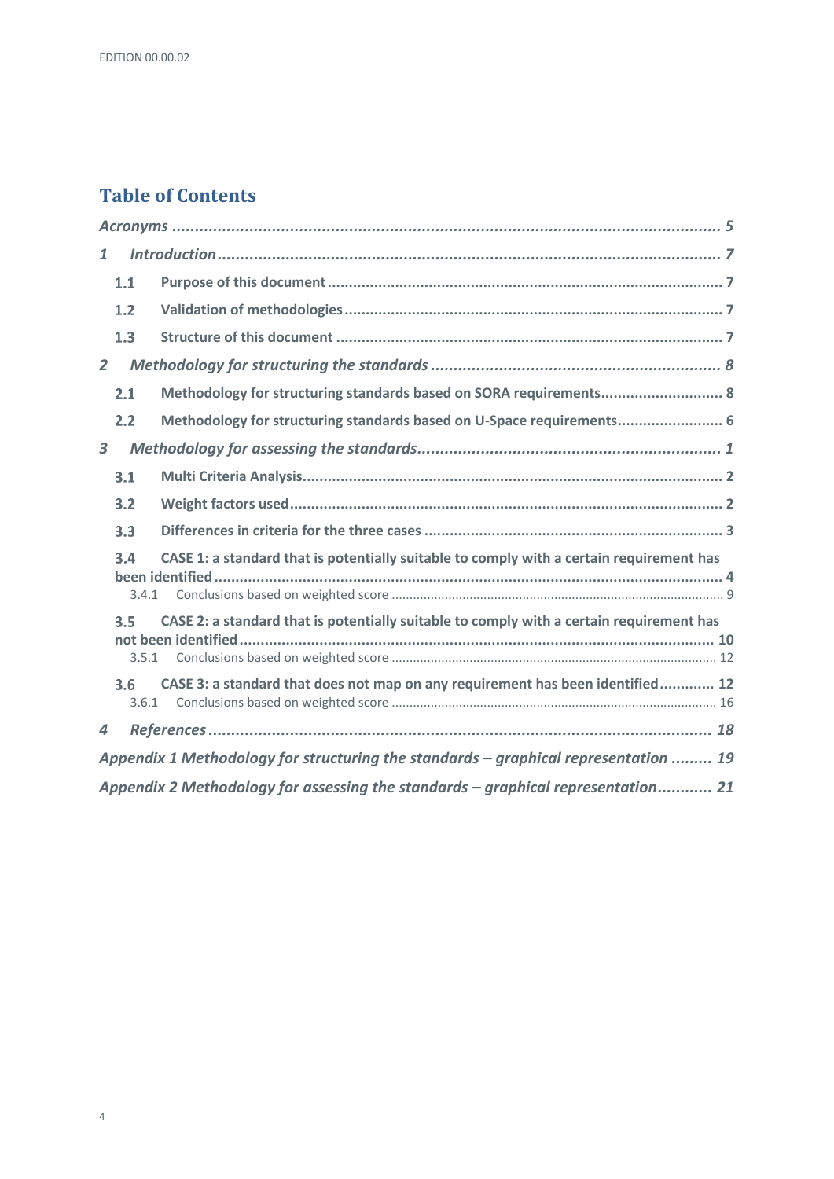# Table of Contents

*Acronyms* ........................................................ *5*

*1 Introduction* ........................................................ *7*

- **1.1 Purpose of this document** ........................................................ **7**
- **1.2 Validation of methodologies** ........................................................ **7**
- **1.3 Structure of this document** ........................................................ **7**

*2 Methodology for structuring the standards* ........................................................ *8*

- **2.1 Methodology for structuring standards based on SORA requirements** ........................................................ **8**
- **2.2 Methodology for structuring standards based on U-Space requirements** ........................................................ **6**

*3 Methodology for assessing the standards* ........................................................ *1*

- **3.1 Multi Criteria Analysis** ........................................................ **2**
- **3.2 Weight factors used** ........................................................ **2**
- **3.3 Differences in criteria for the three cases** ........................................................ **3**
- **3.4 CASE 1: a standard that is potentially suitable to comply with a certain requirement has been identified** ........................................................ **4**
  - 3.4.1 Conclusions based on weighted score ........................................................ 9
- **3.5 CASE 2: a standard that is potentially suitable to comply with a certain requirement has not been identified** ........................................................ **10**
  - 3.5.1 Conclusions based on weighted score ........................................................ 12
- **3.6 CASE 3: a standard that does not map on any requirement has been identified** ........................................................ **12**
  - 3.6.1 Conclusions based on weighted score ........................................................ 16

*4 References* ........................................................ *18*

*Appendix 1 Methodology for structuring the standards – graphical representation* ........................................................ *19*

*Appendix 2 Methodology for assessing the standards – graphical representation* ........................................................ *21*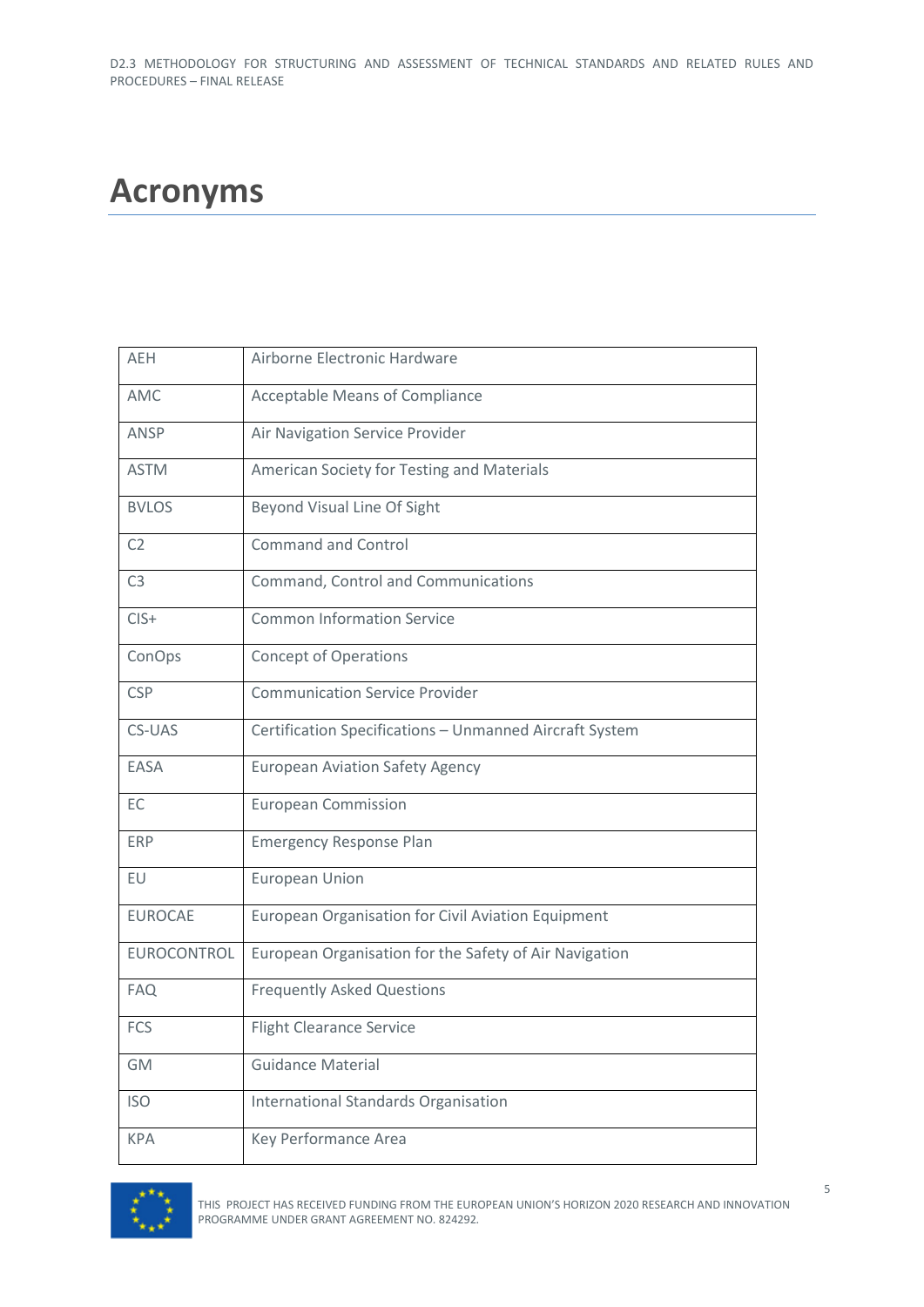# Acronyms

| | |
|---|---|
| AEH | Airborne Electronic Hardware |
| AMC | Acceptable Means of Compliance |
| ANSP | Air Navigation Service Provider |
| ASTM | American Society for Testing and Materials |
| BVLOS | Beyond Visual Line Of Sight |
| C2 | Command and Control |
| C3 | Command, Control and Communications |
| CIS+ | Common Information Service |
| ConOps | Concept of Operations |
| CSP | Communication Service Provider |
| CS-UAS | Certification Specifications – Unmanned Aircraft System |
| EASA | European Aviation Safety Agency |
| EC | European Commission |
| ERP | Emergency Response Plan |
| EU | European Union |
| EUROCAE | European Organisation for Civil Aviation Equipment |
| EUROCONTROL | European Organisation for the Safety of Air Navigation |
| FAQ | Frequently Asked Questions |
| FCS | Flight Clearance Service |
| GM | Guidance Material |
| ISO | International Standards Organisation |
| KPA | Key Performance Area |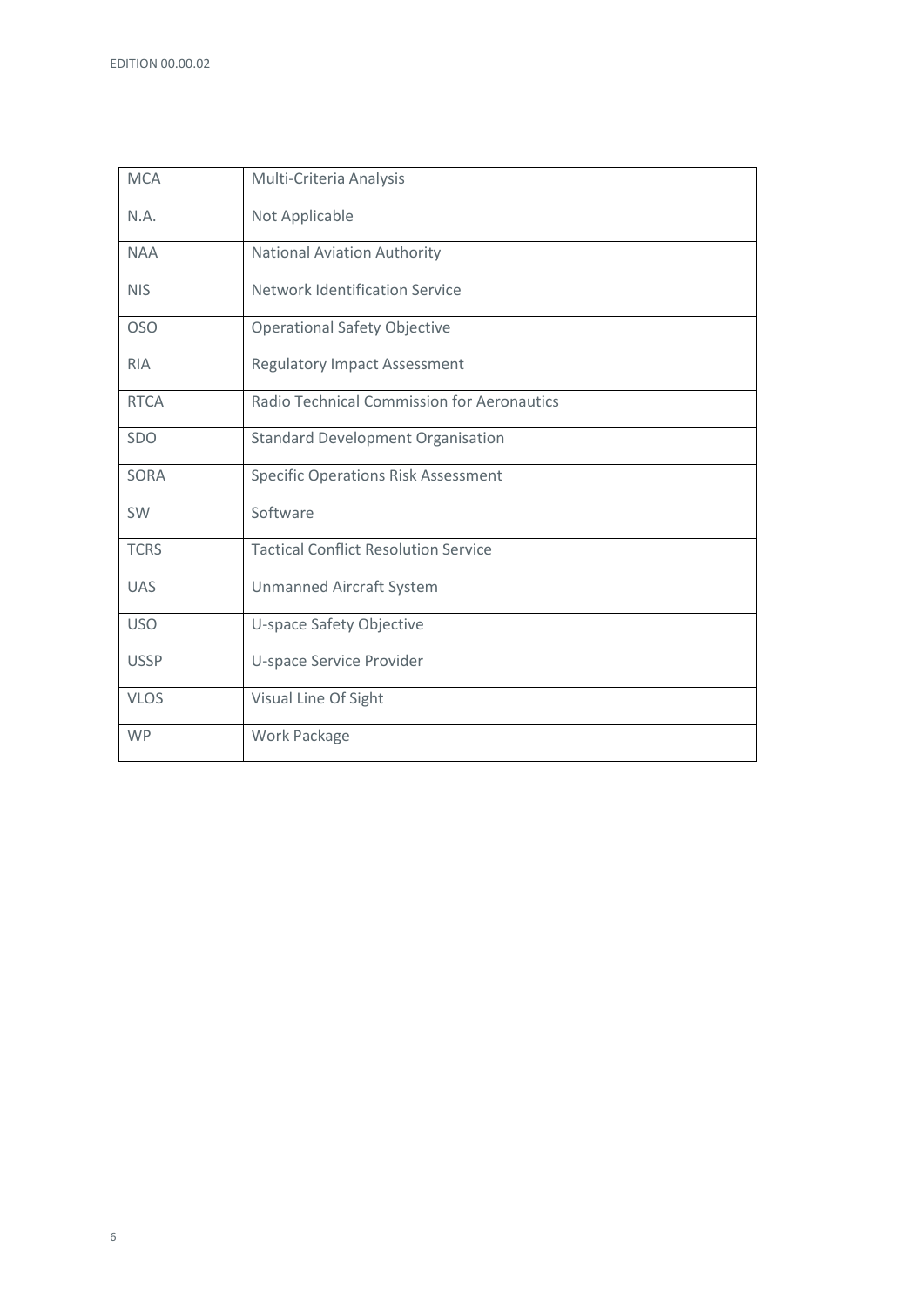| | |
|---|---|
| MCA | Multi-Criteria Analysis |
| N.A. | Not Applicable |
| NAA | National Aviation Authority |
| NIS | Network Identification Service |
| OSO | Operational Safety Objective |
| RIA | Regulatory Impact Assessment |
| RTCA | Radio Technical Commission for Aeronautics |
| SDO | Standard Development Organisation |
| SORA | Specific Operations Risk Assessment |
| SW | Software |
| TCRS | Tactical Conflict Resolution Service |
| UAS | Unmanned Aircraft System |
| USO | U-space Safety Objective |
| USSP | U-space Service Provider |
| VLOS | Visual Line Of Sight |
| WP | Work Package |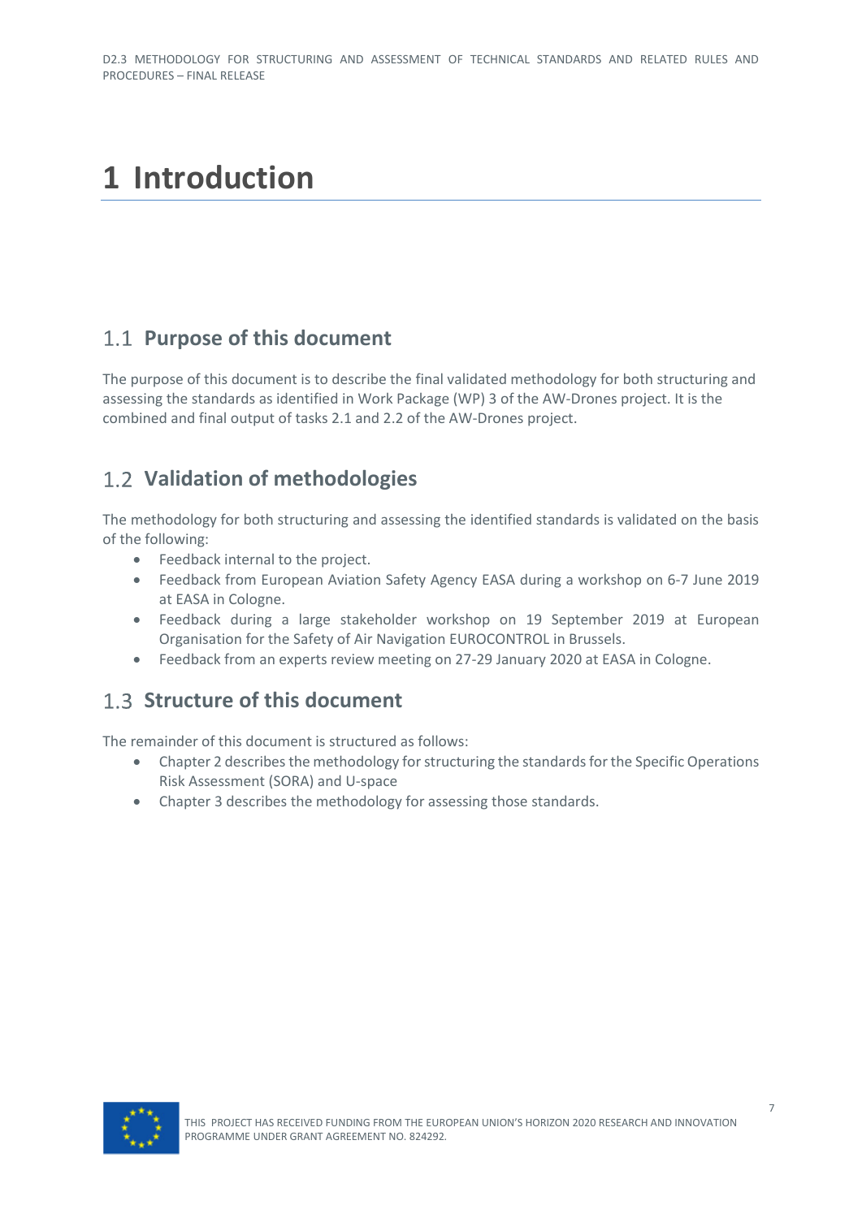# 1 Introduction

## 1.1 Purpose of this document

The purpose of this document is to describe the final validated methodology for both structuring and assessing the standards as identified in Work Package (WP) 3 of the AW-Drones project. It is the combined and final output of tasks 2.1 and 2.2 of the AW-Drones project.

## 1.2 Validation of methodologies

The methodology for both structuring and assessing the identified standards is validated on the basis of the following:

- Feedback internal to the project.
- Feedback from European Aviation Safety Agency EASA during a workshop on 6-7 June 2019 at EASA in Cologne.
- Feedback during a large stakeholder workshop on 19 September 2019 at European Organisation for the Safety of Air Navigation EUROCONTROL in Brussels.
- Feedback from an experts review meeting on 27-29 January 2020 at EASA in Cologne.

## 1.3 Structure of this document

The remainder of this document is structured as follows:

- Chapter 2 describes the methodology for structuring the standards for the Specific Operations Risk Assessment (SORA) and U-space
- Chapter 3 describes the methodology for assessing those standards.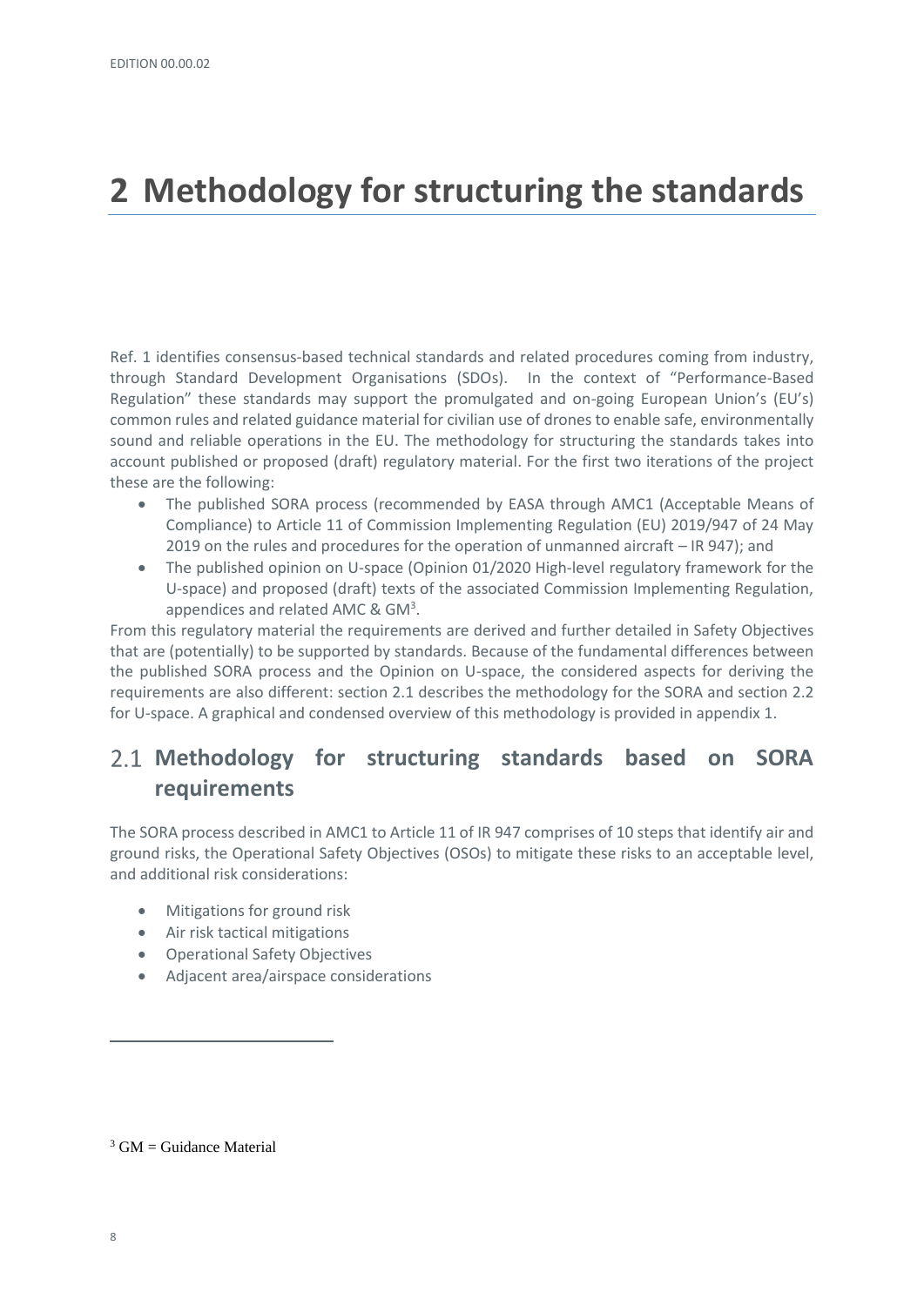# 2 Methodology for structuring the standards

Ref. 1 identifies consensus-based technical standards and related procedures coming from industry, through Standard Development Organisations (SDOs). In the context of "Performance-Based Regulation" these standards may support the promulgated and on-going European Union's (EU's) common rules and related guidance material for civilian use of drones to enable safe, environmentally sound and reliable operations in the EU. The methodology for structuring the standards takes into account published or proposed (draft) regulatory material. For the first two iterations of the project these are the following:

- The published SORA process (recommended by EASA through AMC1 (Acceptable Means of Compliance) to Article 11 of Commission Implementing Regulation (EU) 2019/947 of 24 May 2019 on the rules and procedures for the operation of unmanned aircraft – IR 947); and
- The published opinion on U-space (Opinion 01/2020 High-level regulatory framework for the U-space) and proposed (draft) texts of the associated Commission Implementing Regulation, appendices and related AMC & GM[3].

From this regulatory material the requirements are derived and further detailed in Safety Objectives that are (potentially) to be supported by standards. Because of the fundamental differences between the published SORA process and the Opinion on U-space, the considered aspects for deriving the requirements are also different: section 2.1 describes the methodology for the SORA and section 2.2 for U-space. A graphical and condensed overview of this methodology is provided in appendix 1.

## 2.1 Methodology for structuring standards based on SORA requirements

The SORA process described in AMC1 to Article 11 of IR 947 comprises of 10 steps that identify air and ground risks, the Operational Safety Objectives (OSOs) to mitigate these risks to an acceptable level, and additional risk considerations:

- Mitigations for ground risk
- Air risk tactical mitigations
- Operational Safety Objectives
- Adjacent area/airspace considerations

[3] GM = Guidance Material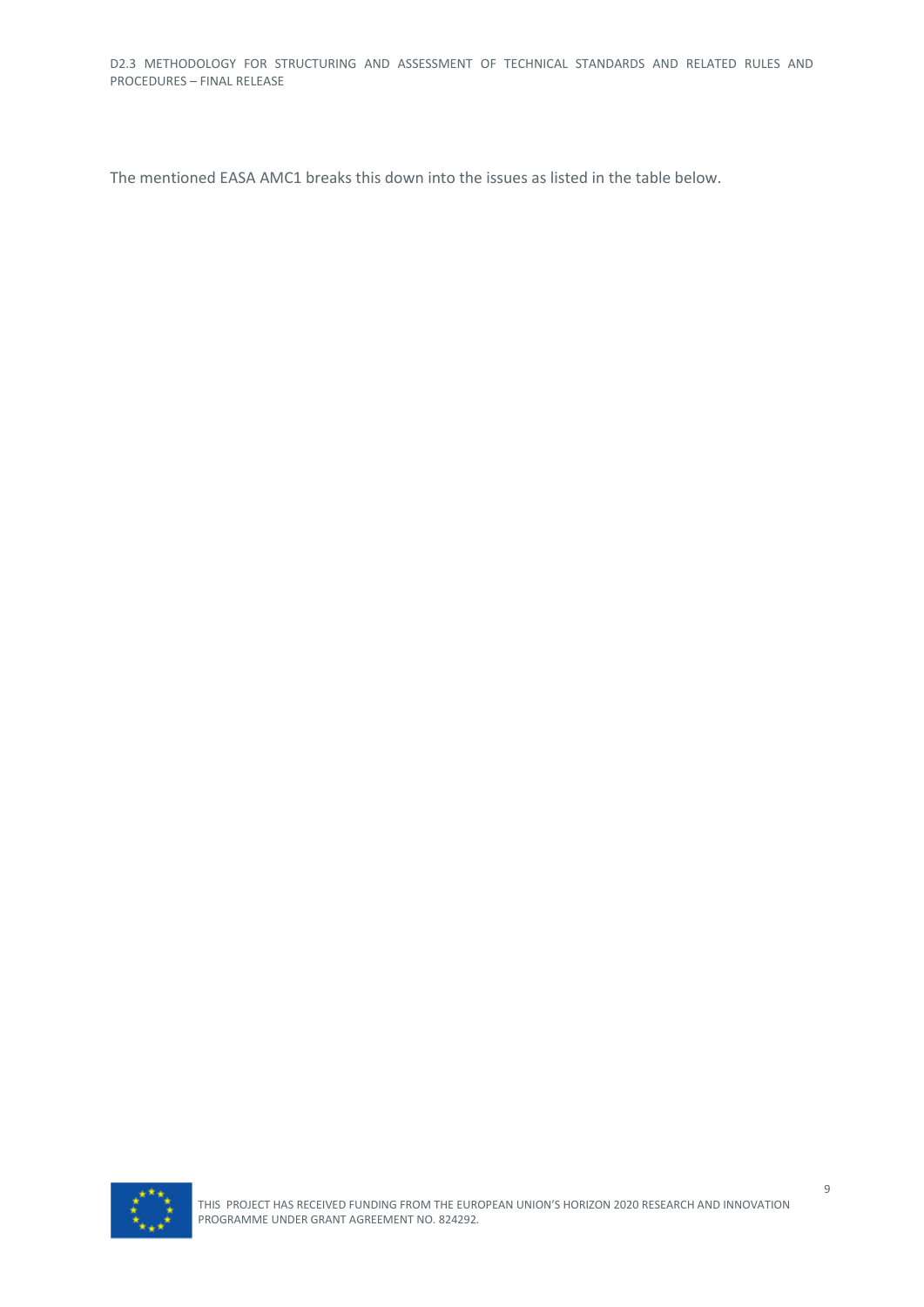The mentioned EASA AMC1 breaks this down into the issues as listed in the table below.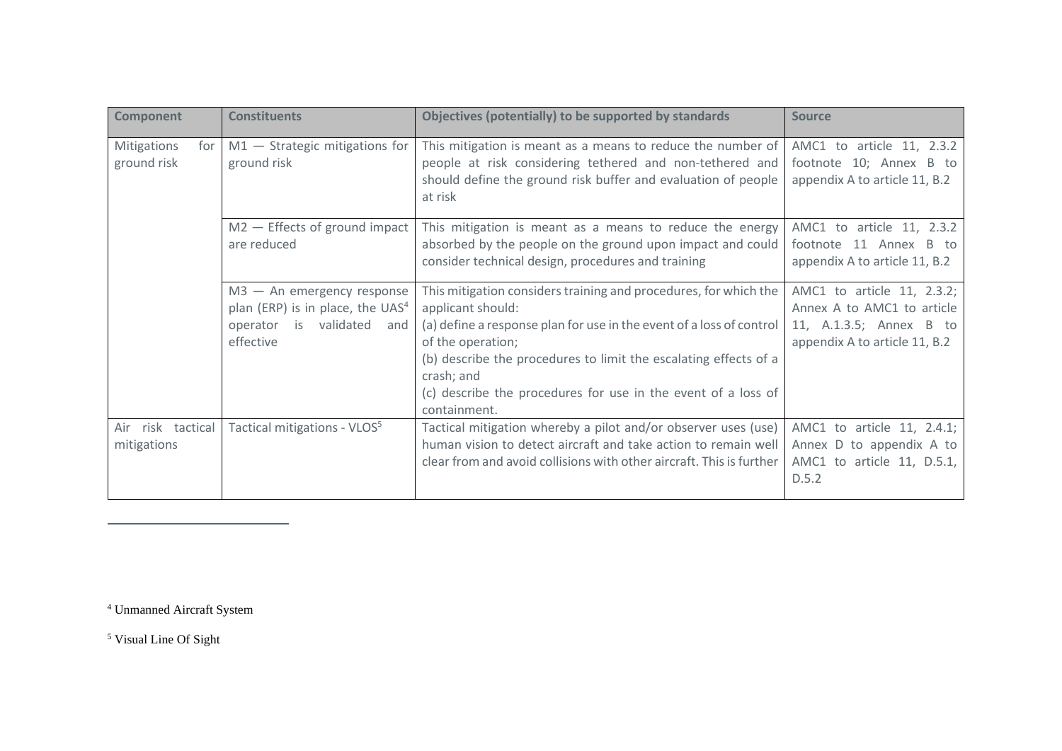| Component | Constituents | Objectives (potentially) to be supported by standards | Source |
|---|---|---|---|
| Mitigations for ground risk | M1 — Strategic mitigations for ground risk | This mitigation is meant as a means to reduce the number of people at risk considering tethered and non-tethered and should define the ground risk buffer and evaluation of people at risk | AMC1 to article 11, 2.3.2 footnote 10; Annex B to appendix A to article 11, B.2 |
| | M2 — Effects of ground impact are reduced | This mitigation is meant as a means to reduce the energy absorbed by the people on the ground upon impact and could consider technical design, procedures and training | AMC1 to article 11, 2.3.2 footnote 11 Annex B to appendix A to article 11, B.2 |
| | M3 — An emergency response plan (ERP) is in place, the UAS[4] operator is validated and effective | This mitigation considers training and procedures, for which the applicant should:<br>(a) define a response plan for use in the event of a loss of control of the operation;<br>(b) describe the procedures to limit the escalating effects of a crash; and<br>(c) describe the procedures for use in the event of a loss of containment. | AMC1 to article 11, 2.3.2; Annex A to AMC1 to article 11, A.1.3.5; Annex B to appendix A to article 11, B.2 |
| Air risk tactical mitigations | Tactical mitigations - VLOS[5] | Tactical mitigation whereby a pilot and/or observer uses (use) human vision to detect aircraft and take action to remain well clear from and avoid collisions with other aircraft. This is further | AMC1 to article 11, 2.4.1; Annex D to appendix A to AMC1 to article 11, D.5.1, D.5.2 |

[4] Unmanned Aircraft System

[5] Visual Line Of Sight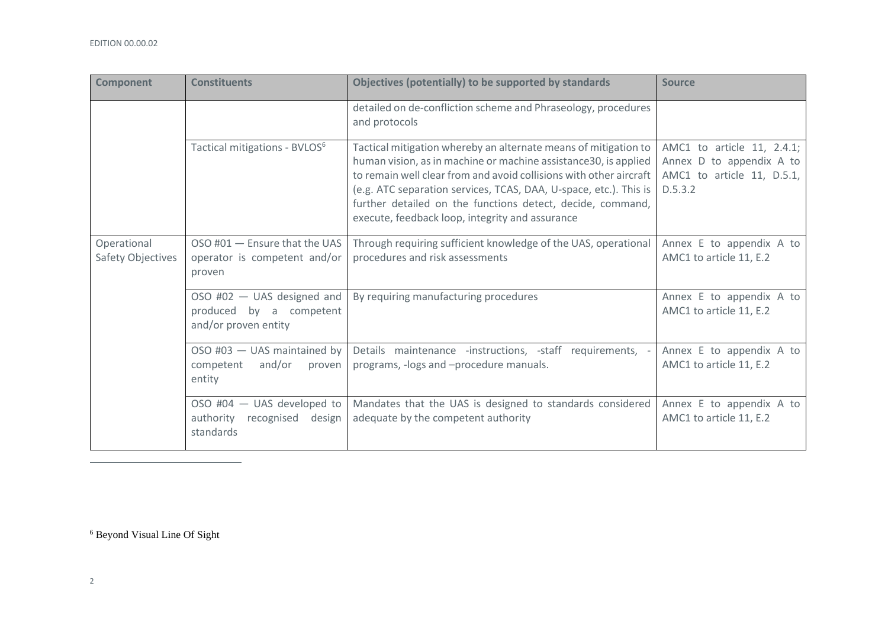| Component | Constituents | Objectives (potentially) to be supported by standards | Source |
| --- | --- | --- | --- |
| | | detailed on de-confliction scheme and Phraseology, procedures and protocols | |
| | Tactical mitigations - BVLOS[6] | Tactical mitigation whereby an alternate means of mitigation to human vision, as in machine or machine assistance30, is applied to remain well clear from and avoid collisions with other aircraft (e.g. ATC separation services, TCAS, DAA, U-space, etc.). This is further detailed on the functions detect, decide, command, execute, feedback loop, integrity and assurance | AMC1 to article 11, 2.4.1; Annex D to appendix A to AMC1 to article 11, D.5.1, D.5.3.2 |
| Operational Safety Objectives | OSO #01 — Ensure that the UAS operator is competent and/or proven | Through requiring sufficient knowledge of the UAS, operational procedures and risk assessments | Annex E to appendix A to AMC1 to article 11, E.2 |
| | OSO #02 — UAS designed and produced by a competent and/or proven entity | By requiring manufacturing procedures | Annex E to appendix A to AMC1 to article 11, E.2 |
| | OSO #03 — UAS maintained by competent and/or proven entity | Details maintenance -instructions, -staff requirements, -programs, -logs and –procedure manuals. | Annex E to appendix A to AMC1 to article 11, E.2 |
| | OSO #04 — UAS developed to authority recognised design standards | Mandates that the UAS is designed to standards considered adequate by the competent authority | Annex E to appendix A to AMC1 to article 11, E.2 |

[6] Beyond Visual Line Of Sight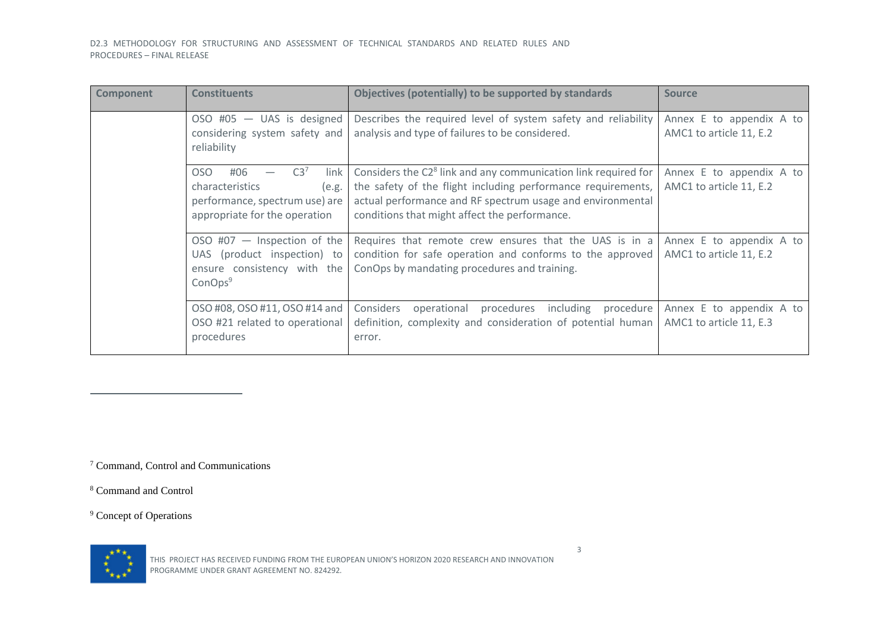| Component | Constituents | Objectives (potentially) to be supported by standards | Source |
|---|---|---|---|
| | OSO #05 — UAS is designed considering system safety and reliability | Describes the required level of system safety and reliability analysis and type of failures to be considered. | Annex E to appendix A to AMC1 to article 11, E.2 |
| | OSO #06 — C3[7] link characteristics (e.g. performance, spectrum use) are appropriate for the operation | Considers the C2[8] link and any communication link required for the safety of the flight including performance requirements, actual performance and RF spectrum usage and environmental conditions that might affect the performance. | Annex E to appendix A to AMC1 to article 11, E.2 |
| | OSO #07 — Inspection of the UAS (product inspection) to ensure consistency with the ConOps[9] | Requires that remote crew ensures that the UAS is in a condition for safe operation and conforms to the approved ConOps by mandating procedures and training. | Annex E to appendix A to AMC1 to article 11, E.2 |
| | OSO #08, OSO #11, OSO #14 and OSO #21 related to operational procedures | Considers operational procedures including procedure definition, complexity and consideration of potential human error. | Annex E to appendix A to AMC1 to article 11, E.3 |

[7] Command, Control and Communications

[8] Command and Control

[9] Concept of Operations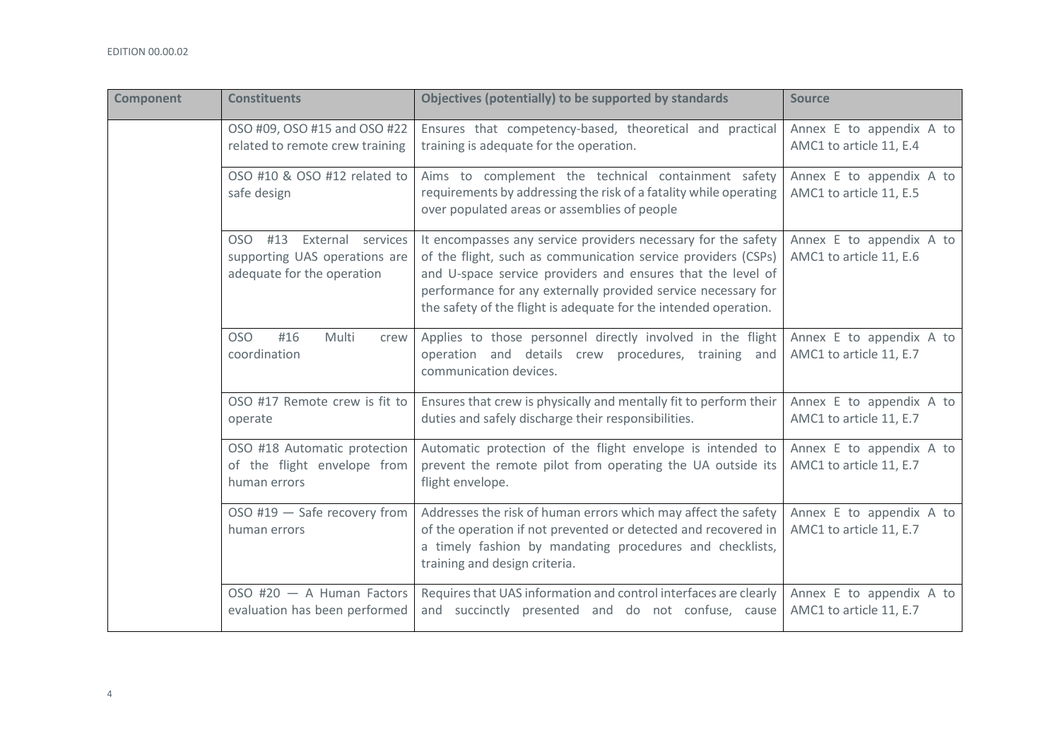| Component | Constituents | Objectives (potentially) to be supported by standards | Source |
|---|---|---|---|
| | OSO #09, OSO #15 and OSO #22 related to remote crew training | Ensures that competency-based, theoretical and practical training is adequate for the operation. | Annex E to appendix A to AMC1 to article 11, E.4 |
| | OSO #10 & OSO #12 related to safe design | Aims to complement the technical containment safety requirements by addressing the risk of a fatality while operating over populated areas or assemblies of people | Annex E to appendix A to AMC1 to article 11, E.5 |
| | OSO #13 External services supporting UAS operations are adequate for the operation | It encompasses any service providers necessary for the safety of the flight, such as communication service providers (CSPs) and U-space service providers and ensures that the level of performance for any externally provided service necessary for the safety of the flight is adequate for the intended operation. | Annex E to appendix A to AMC1 to article 11, E.6 |
| | OSO #16 Multi crew coordination | Applies to those personnel directly involved in the flight operation and details crew procedures, training and communication devices. | Annex E to appendix A to AMC1 to article 11, E.7 |
| | OSO #17 Remote crew is fit to operate | Ensures that crew is physically and mentally fit to perform their duties and safely discharge their responsibilities. | Annex E to appendix A to AMC1 to article 11, E.7 |
| | OSO #18 Automatic protection of the flight envelope from human errors | Automatic protection of the flight envelope is intended to prevent the remote pilot from operating the UA outside its flight envelope. | Annex E to appendix A to AMC1 to article 11, E.7 |
| | OSO #19 — Safe recovery from human errors | Addresses the risk of human errors which may affect the safety of the operation if not prevented or detected and recovered in a timely fashion by mandating procedures and checklists, training and design criteria. | Annex E to appendix A to AMC1 to article 11, E.7 |
| | OSO #20 — A Human Factors evaluation has been performed | Requires that UAS information and control interfaces are clearly and succinctly presented and do not confuse, cause | Annex E to appendix A to AMC1 to article 11, E.7 |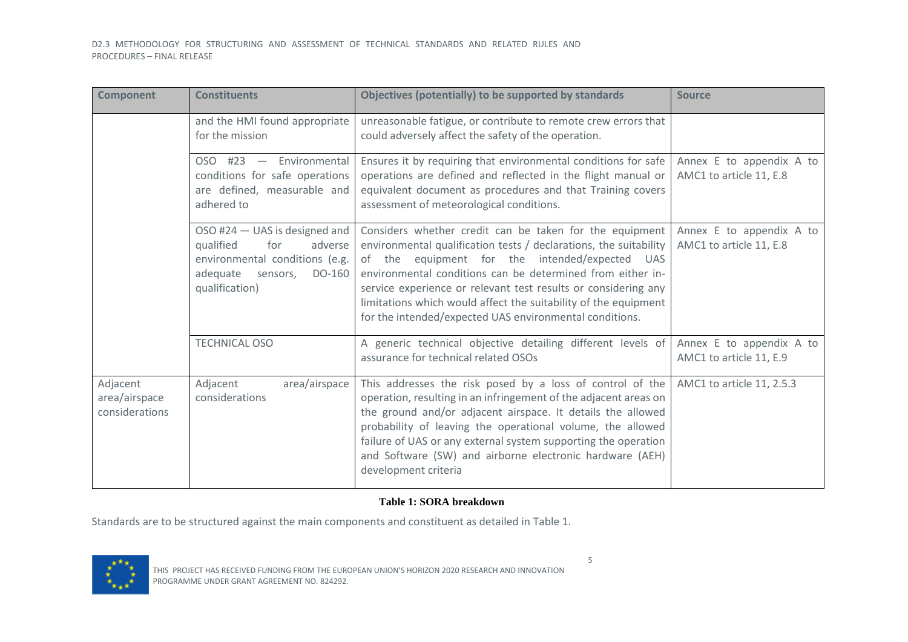| Component | Constituents | Objectives (potentially) to be supported by standards | Source |
| --- | --- | --- | --- |
| | and the HMI found appropriate for the mission | unreasonable fatigue, or contribute to remote crew errors that could adversely affect the safety of the operation. | |
| | OSO #23 — Environmental conditions for safe operations are defined, measurable and adhered to | Ensures it by requiring that environmental conditions for safe operations are defined and reflected in the flight manual or equivalent document as procedures and that Training covers assessment of meteorological conditions. | Annex E to appendix A to AMC1 to article 11, E.8 |
| | OSO #24 — UAS is designed and qualified for adverse environmental conditions (e.g. adequate sensors, DO-160 qualification) | Considers whether credit can be taken for the equipment environmental qualification tests / declarations, the suitability of the equipment for the intended/expected UAS environmental conditions can be determined from either in-service experience or relevant test results or considering any limitations which would affect the suitability of the equipment for the intended/expected UAS environmental conditions. | Annex E to appendix A to AMC1 to article 11, E.8 |
| | TECHNICAL OSO | A generic technical objective detailing different levels of assurance for technical related OSOs | Annex E to appendix A to AMC1 to article 11, E.9 |
| Adjacent area/airspace considerations | Adjacent area/airspace considerations | This addresses the risk posed by a loss of control of the operation, resulting in an infringement of the adjacent areas on the ground and/or adjacent airspace. It details the allowed probability of leaving the operational volume, the allowed failure of UAS or any external system supporting the operation and Software (SW) and airborne electronic hardware (AEH) development criteria | AMC1 to article 11, 2.5.3 |

**Table 1: SORA breakdown**

Standards are to be structured against the main components and constituent as detailed in Table 1.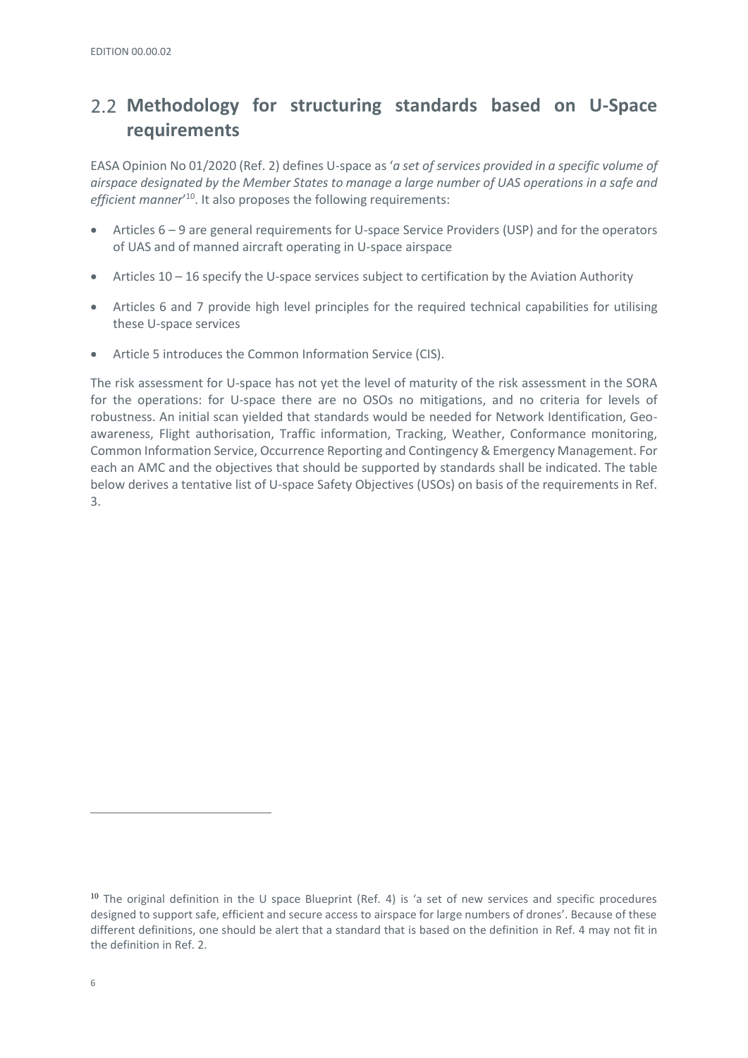## 2.2 Methodology for structuring standards based on U-Space requirements

EASA Opinion No 01/2020 (Ref. 2) defines U-space as '*a set of services provided in a specific volume of airspace designated by the Member States to manage a large number of UAS operations in a safe and efficient manner*'[10]. It also proposes the following requirements:

- Articles 6 – 9 are general requirements for U-space Service Providers (USP) and for the operators of UAS and of manned aircraft operating in U-space airspace
- Articles 10 – 16 specify the U-space services subject to certification by the Aviation Authority
- Articles 6 and 7 provide high level principles for the required technical capabilities for utilising these U-space services
- Article 5 introduces the Common Information Service (CIS).

The risk assessment for U-space has not yet the level of maturity of the risk assessment in the SORA for the operations: for U-space there are no OSOs no mitigations, and no criteria for levels of robustness. An initial scan yielded that standards would be needed for Network Identification, Geo-awareness, Flight authorisation, Traffic information, Tracking, Weather, Conformance monitoring, Common Information Service, Occurrence Reporting and Contingency & Emergency Management. For each an AMC and the objectives that should be supported by standards shall be indicated. The table below derives a tentative list of U-space Safety Objectives (USOs) on basis of the requirements in Ref. 3.

[10] The original definition in the U space Blueprint (Ref. 4) is 'a set of new services and specific procedures designed to support safe, efficient and secure access to airspace for large numbers of drones'. Because of these different definitions, one should be alert that a standard that is based on the definition in Ref. 4 may not fit in the definition in Ref. 2.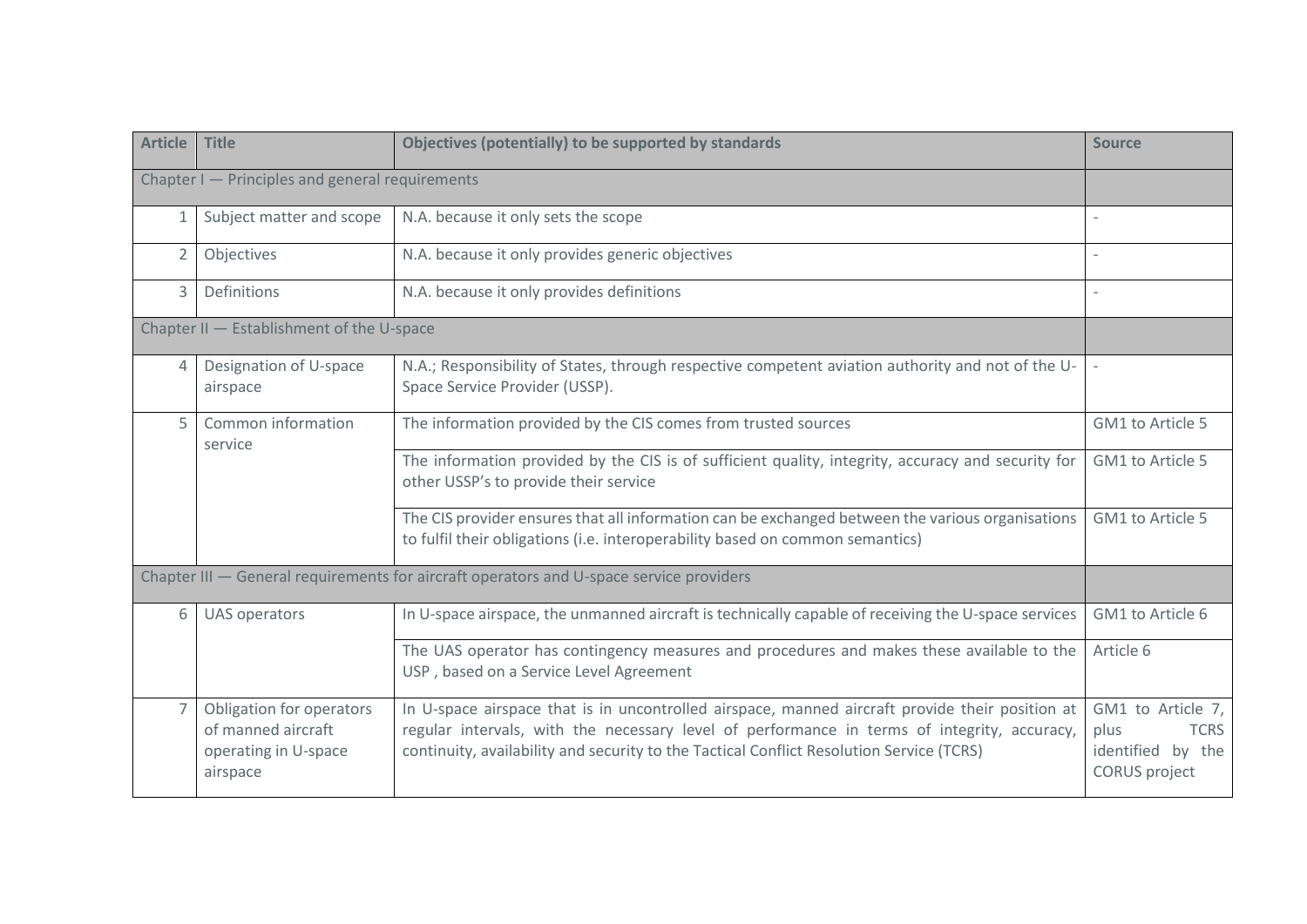| Article | Title | Objectives (potentially) to be supported by standards | Source |
|---|---|---|---|
| Chapter I — Principles and general requirements | | | |
| 1 | Subject matter and scope | N.A. because it only sets the scope | - |
| 2 | Objectives | N.A. because it only provides generic objectives | - |
| 3 | Definitions | N.A. because it only provides definitions | - |
| Chapter II — Establishment of the U-space | | | |
| 4 | Designation of U-space airspace | N.A.; Responsibility of States, through respective competent aviation authority and not of the U-Space Service Provider (USSP). | - |
| 5 | Common information service | The information provided by the CIS comes from trusted sources | GM1 to Article 5 |
| | | The information provided by the CIS is of sufficient quality, integrity, accuracy and security for other USSP's to provide their service | GM1 to Article 5 |
| | | The CIS provider ensures that all information can be exchanged between the various organisations to fulfil their obligations (i.e. interoperability based on common semantics) | GM1 to Article 5 |
| Chapter III — General requirements for aircraft operators and U-space service providers | | | |
| 6 | UAS operators | In U-space airspace, the unmanned aircraft is technically capable of receiving the U-space services | GM1 to Article 6 |
| | | The UAS operator has contingency measures and procedures and makes these available to the USP , based on a Service Level Agreement | Article 6 |
| 7 | Obligation for operators of manned aircraft operating in U-space airspace | In U-space airspace that is in uncontrolled airspace, manned aircraft provide their position at regular intervals, with the necessary level of performance in terms of integrity, accuracy, continuity, availability and security to the Tactical Conflict Resolution Service (TCRS) | GM1 to Article 7, plus TCRS identified by the CORUS project |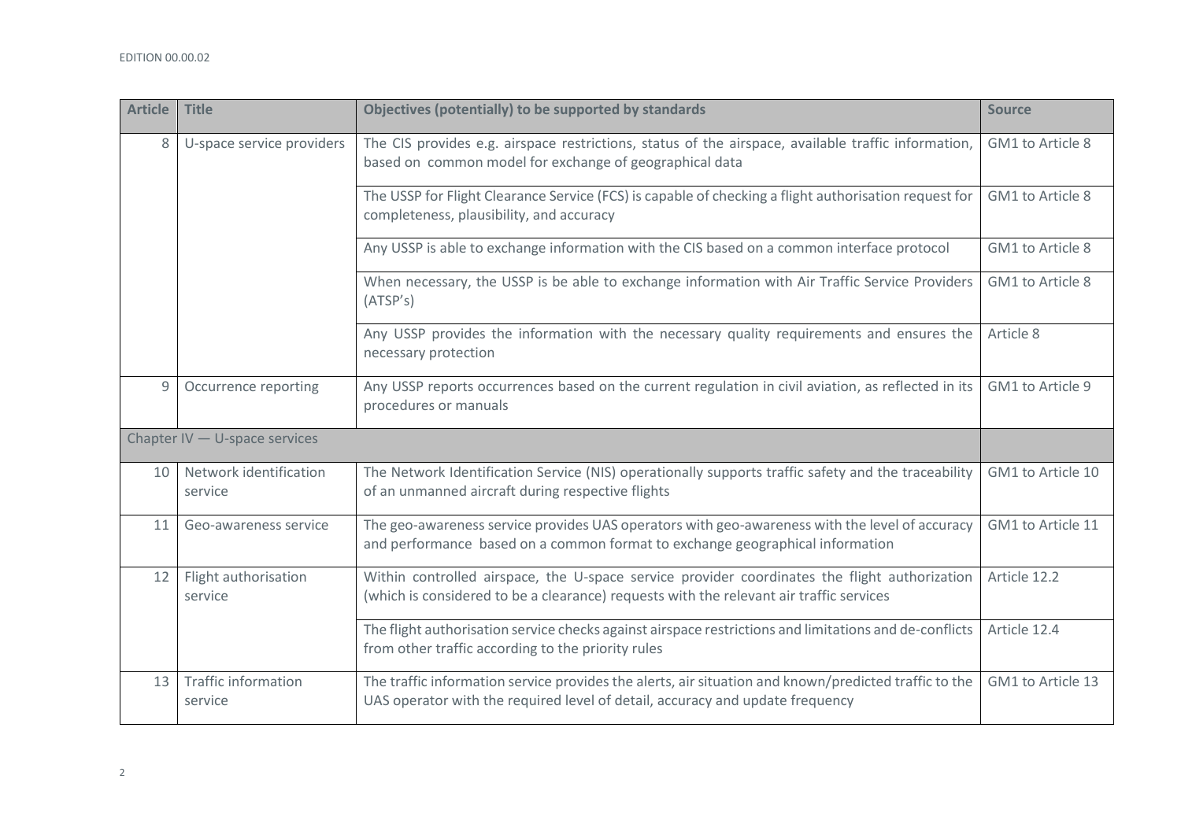| Article | Title | Objectives (potentially) to be supported by standards | Source |
|---|---|---|---|
| 8 | U-space service providers | The CIS provides e.g. airspace restrictions, status of the airspace, available traffic information, based on common model for exchange of geographical data | GM1 to Article 8 |
| | | The USSP for Flight Clearance Service (FCS) is capable of checking a flight authorisation request for completeness, plausibility, and accuracy | GM1 to Article 8 |
| | | Any USSP is able to exchange information with the CIS based on a common interface protocol | GM1 to Article 8 |
| | | When necessary, the USSP is be able to exchange information with Air Traffic Service Providers (ATSP's) | GM1 to Article 8 |
| | | Any USSP provides the information with the necessary quality requirements and ensures the necessary protection | Article 8 |
| 9 | Occurrence reporting | Any USSP reports occurrences based on the current regulation in civil aviation, as reflected in its procedures or manuals | GM1 to Article 9 |
| Chapter IV — U-space services | | | |
| 10 | Network identification service | The Network Identification Service (NIS) operationally supports traffic safety and the traceability of an unmanned aircraft during respective flights | GM1 to Article 10 |
| 11 | Geo-awareness service | The geo-awareness service provides UAS operators with geo-awareness with the level of accuracy and performance based on a common format to exchange geographical information | GM1 to Article 11 |
| 12 | Flight authorisation service | Within controlled airspace, the U-space service provider coordinates the flight authorization (which is considered to be a clearance) requests with the relevant air traffic services | Article 12.2 |
| | | The flight authorisation service checks against airspace restrictions and limitations and de-conflicts from other traffic according to the priority rules | Article 12.4 |
| 13 | Traffic information service | The traffic information service provides the alerts, air situation and known/predicted traffic to the UAS operator with the required level of detail, accuracy and update frequency | GM1 to Article 13 |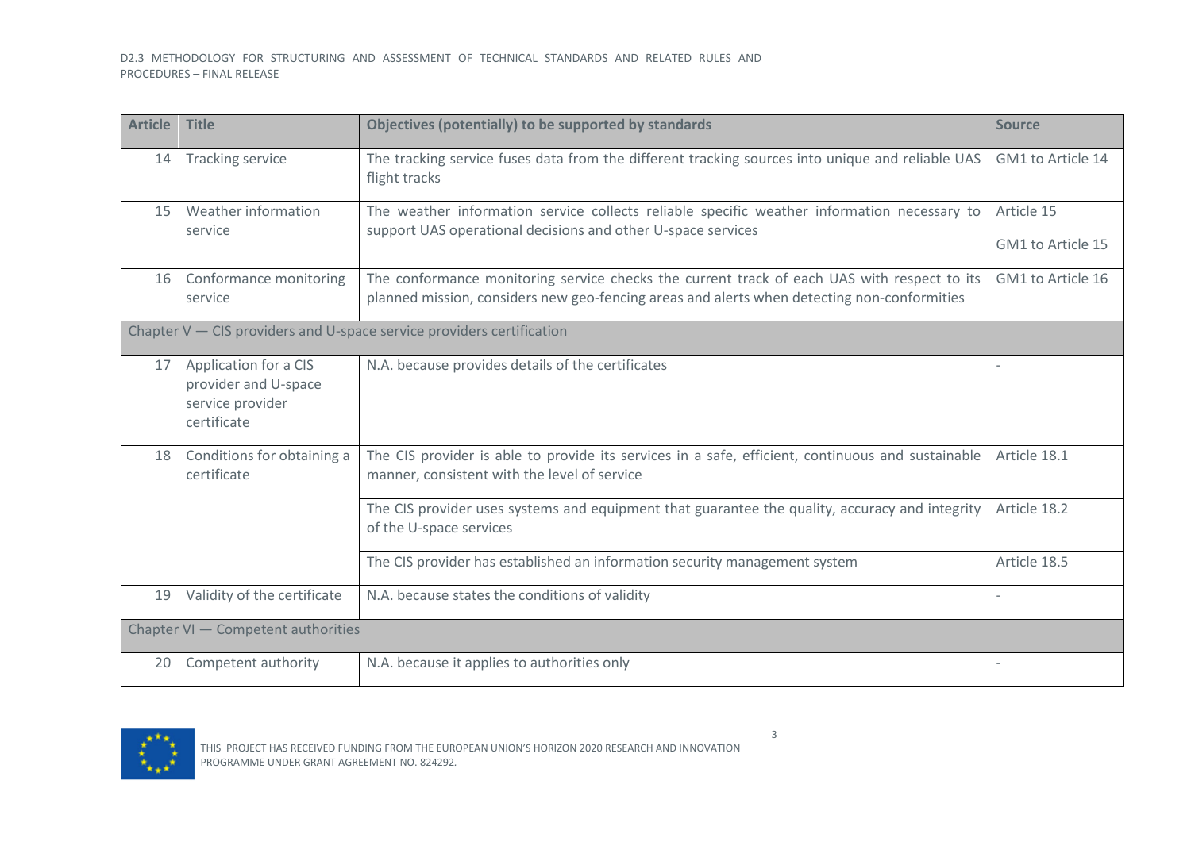| Article | Title | Objectives (potentially) to be supported by standards | Source |
| --- | --- | --- | --- |
| 14 | Tracking service | The tracking service fuses data from the different tracking sources into unique and reliable UAS flight tracks | GM1 to Article 14 |
| 15 | Weather information service | The weather information service collects reliable specific weather information necessary to support UAS operational decisions and other U-space services | Article 15<br><br>GM1 to Article 15 |
| 16 | Conformance monitoring service | The conformance monitoring service checks the current track of each UAS with respect to its planned mission, considers new geo-fencing areas and alerts when detecting non-conformities | GM1 to Article 16 |
| Chapter V — CIS providers and U-space service providers certification | | | |
| 17 | Application for a CIS provider and U-space service provider certificate | N.A. because provides details of the certificates | - |
| 18 | Conditions for obtaining a certificate | The CIS provider is able to provide its services in a safe, efficient, continuous and sustainable manner, consistent with the level of service | Article 18.1 |
| | | The CIS provider uses systems and equipment that guarantee the quality, accuracy and integrity of the U-space services | Article 18.2 |
| | | The CIS provider has established an information security management system | Article 18.5 |
| 19 | Validity of the certificate | N.A. because states the conditions of validity | - |
| Chapter VI — Competent authorities | | | |
| 20 | Competent authority | N.A. because it applies to authorities only | - |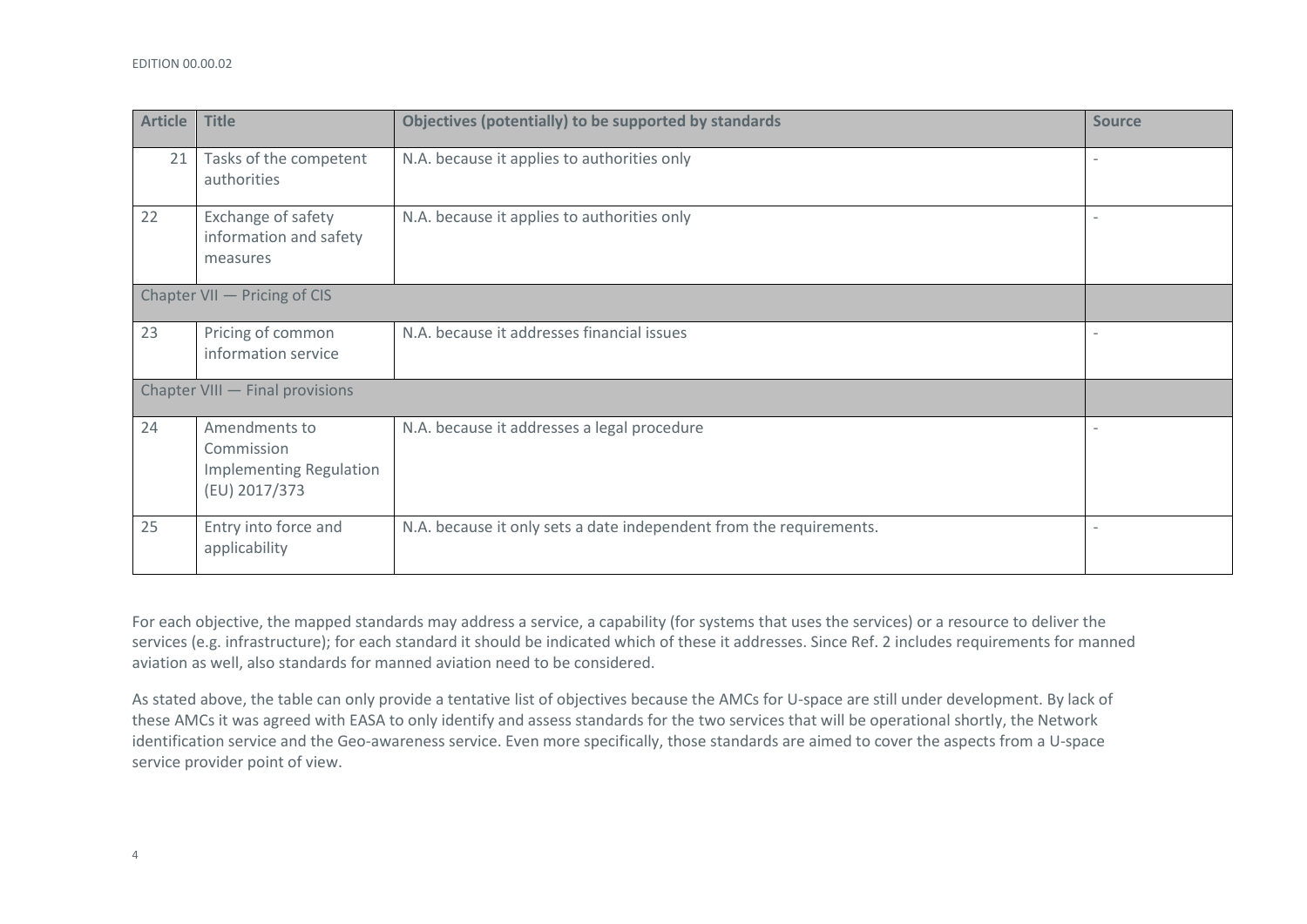| Article | Title | Objectives (potentially) to be supported by standards | Source |
|---|---|---|---|
| 21 | Tasks of the competent authorities | N.A. because it applies to authorities only | - |
| 22 | Exchange of safety information and safety measures | N.A. because it applies to authorities only | - |
| Chapter VII — Pricing of CIS | | | |
| 23 | Pricing of common information service | N.A. because it addresses financial issues | - |
| Chapter VIII — Final provisions | | | |
| 24 | Amendments to Commission Implementing Regulation (EU) 2017/373 | N.A. because it addresses a legal procedure | - |
| 25 | Entry into force and applicability | N.A. because it only sets a date independent from the requirements. | - |

For each objective, the mapped standards may address a service, a capability (for systems that uses the services) or a resource to deliver the services (e.g. infrastructure); for each standard it should be indicated which of these it addresses. Since Ref. 2 includes requirements for manned aviation as well, also standards for manned aviation need to be considered.

As stated above, the table can only provide a tentative list of objectives because the AMCs for U-space are still under development. By lack of these AMCs it was agreed with EASA to only identify and assess standards for the two services that will be operational shortly, the Network identification service and the Geo-awareness service. Even more specifically, those standards are aimed to cover the aspects from a U-space service provider point of view.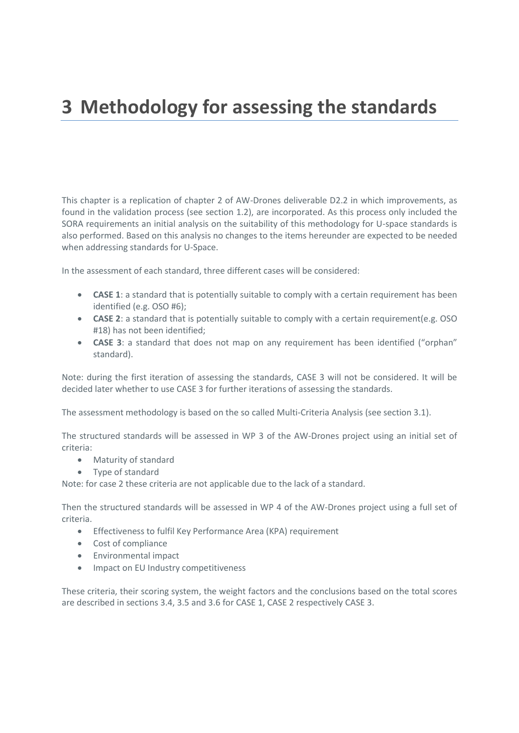# 3 Methodology for assessing the standards

This chapter is a replication of chapter 2 of AW-Drones deliverable D2.2 in which improvements, as found in the validation process (see section 1.2), are incorporated. As this process only included the SORA requirements an initial analysis on the suitability of this methodology for U-space standards is also performed. Based on this analysis no changes to the items hereunder are expected to be needed when addressing standards for U-Space.

In the assessment of each standard, three different cases will be considered:

- **CASE 1**: a standard that is potentially suitable to comply with a certain requirement has been identified (e.g. OSO #6);
- **CASE 2**: a standard that is potentially suitable to comply with a certain requirement(e.g. OSO #18) has not been identified;
- **CASE 3**: a standard that does not map on any requirement has been identified ("orphan" standard).

Note: during the first iteration of assessing the standards, CASE 3 will not be considered. It will be decided later whether to use CASE 3 for further iterations of assessing the standards.

The assessment methodology is based on the so called Multi-Criteria Analysis (see section 3.1).

The structured standards will be assessed in WP 3 of the AW-Drones project using an initial set of criteria:

- Maturity of standard
- Type of standard

Note: for case 2 these criteria are not applicable due to the lack of a standard.

Then the structured standards will be assessed in WP 4 of the AW-Drones project using a full set of criteria.

- Effectiveness to fulfil Key Performance Area (KPA) requirement
- Cost of compliance
- Environmental impact
- Impact on EU Industry competitiveness

These criteria, their scoring system, the weight factors and the conclusions based on the total scores are described in sections 3.4, 3.5 and 3.6 for CASE 1, CASE 2 respectively CASE 3.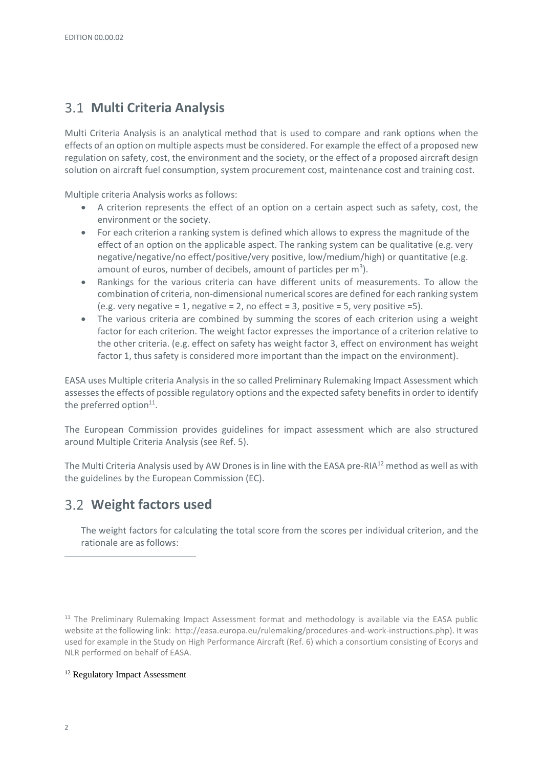## 3.1 Multi Criteria Analysis

Multi Criteria Analysis is an analytical method that is used to compare and rank options when the effects of an option on multiple aspects must be considered. For example the effect of a proposed new regulation on safety, cost, the environment and the society, or the effect of a proposed aircraft design solution on aircraft fuel consumption, system procurement cost, maintenance cost and training cost.

Multiple criteria Analysis works as follows:

- A criterion represents the effect of an option on a certain aspect such as safety, cost, the environment or the society.
- For each criterion a ranking system is defined which allows to express the magnitude of the effect of an option on the applicable aspect. The ranking system can be qualitative (e.g. very negative/negative/no effect/positive/very positive, low/medium/high) or quantitative (e.g. amount of euros, number of decibels, amount of particles per $m^3$).
- Rankings for the various criteria can have different units of measurements. To allow the combination of criteria, non-dimensional numerical scores are defined for each ranking system (e.g. very negative = 1, negative = 2, no effect = 3, positive = 5, very positive =5).
- The various criteria are combined by summing the scores of each criterion using a weight factor for each criterion. The weight factor expresses the importance of a criterion relative to the other criteria. (e.g. effect on safety has weight factor 3, effect on environment has weight factor 1, thus safety is considered more important than the impact on the environment).

EASA uses Multiple criteria Analysis in the so called Preliminary Rulemaking Impact Assessment which assesses the effects of possible regulatory options and the expected safety benefits in order to identify the preferred option[11].

The European Commission provides guidelines for impact assessment which are also structured around Multiple Criteria Analysis (see Ref. 5).

The Multi Criteria Analysis used by AW Drones is in line with the EASA pre-RIA[12] method as well as with the guidelines by the European Commission (EC).

## 3.2 Weight factors used

The weight factors for calculating the total score from the scores per individual criterion, and the rationale are as follows:

---

[11] The Preliminary Rulemaking Impact Assessment format and methodology is available via the EASA public website at the following link: http://easa.europa.eu/rulemaking/procedures-and-work-instructions.php). It was used for example in the Study on High Performance Aircraft (Ref. 6) which a consortium consisting of Ecorys and NLR performed on behalf of EASA.

[12] Regulatory Impact Assessment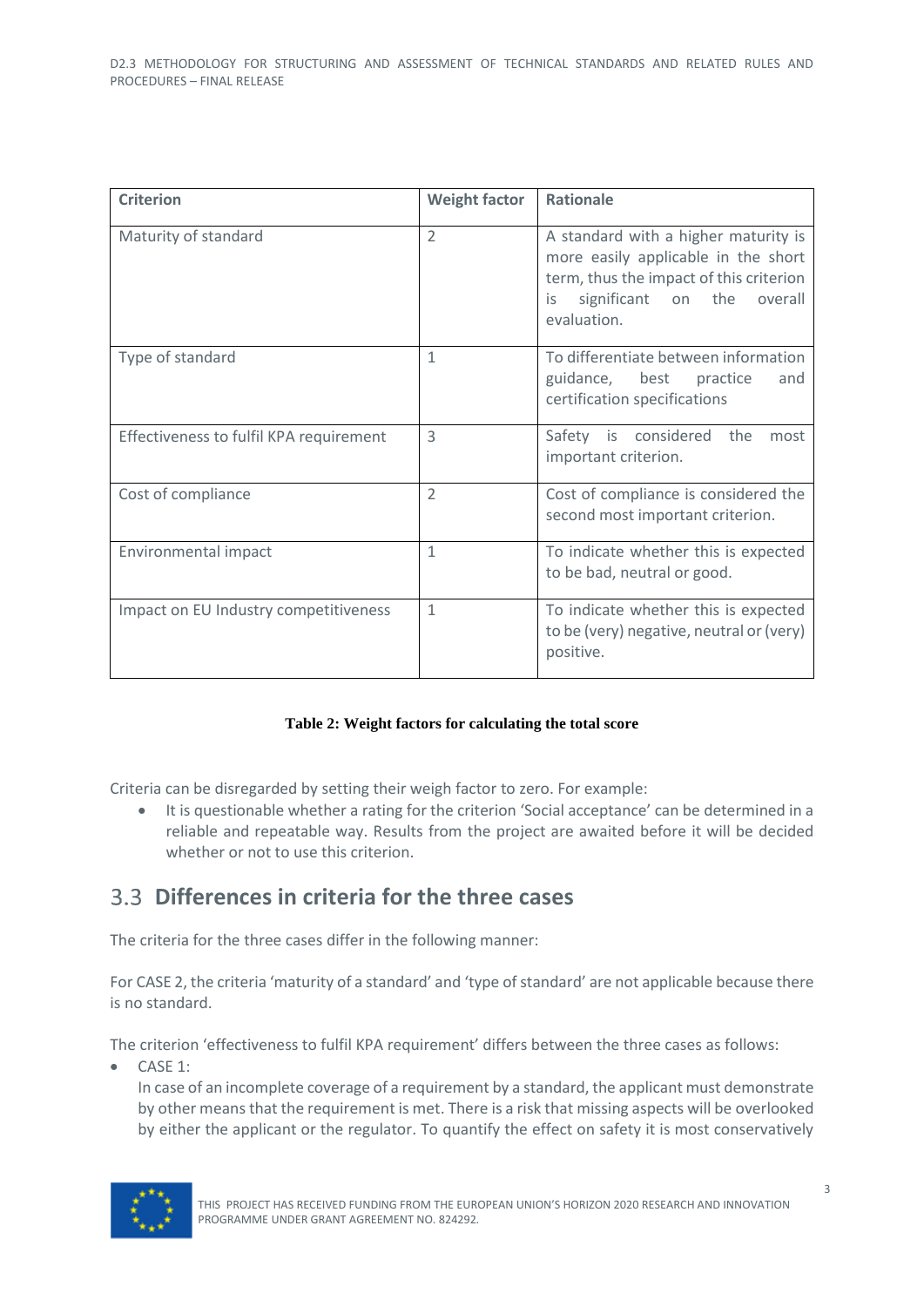| Criterion | Weight factor | Rationale |
| --- | --- | --- |
| Maturity of standard | 2 | A standard with a higher maturity is more easily applicable in the short term, thus the impact of this criterion is significant on the overall evaluation. |
| Type of standard | 1 | To differentiate between information guidance, best practice and certification specifications |
| Effectiveness to fulfil KPA requirement | 3 | Safety is considered the most important criterion. |
| Cost of compliance | 2 | Cost of compliance is considered the second most important criterion. |
| Environmental impact | 1 | To indicate whether this is expected to be bad, neutral or good. |
| Impact on EU Industry competitiveness | 1 | To indicate whether this is expected to be (very) negative, neutral or (very) positive. |

**Table 2: Weight factors for calculating the total score**

Criteria can be disregarded by setting their weigh factor to zero. For example:

- It is questionable whether a rating for the criterion 'Social acceptance' can be determined in a reliable and repeatable way. Results from the project are awaited before it will be decided whether or not to use this criterion.

## 3.3 Differences in criteria for the three cases

The criteria for the three cases differ in the following manner:

For CASE 2, the criteria 'maturity of a standard' and 'type of standard' are not applicable because there is no standard.

The criterion 'effectiveness to fulfil KPA requirement' differs between the three cases as follows:

- CASE 1:
  In case of an incomplete coverage of a requirement by a standard, the applicant must demonstrate by other means that the requirement is met. There is a risk that missing aspects will be overlooked by either the applicant or the regulator. To quantify the effect on safety it is most conservatively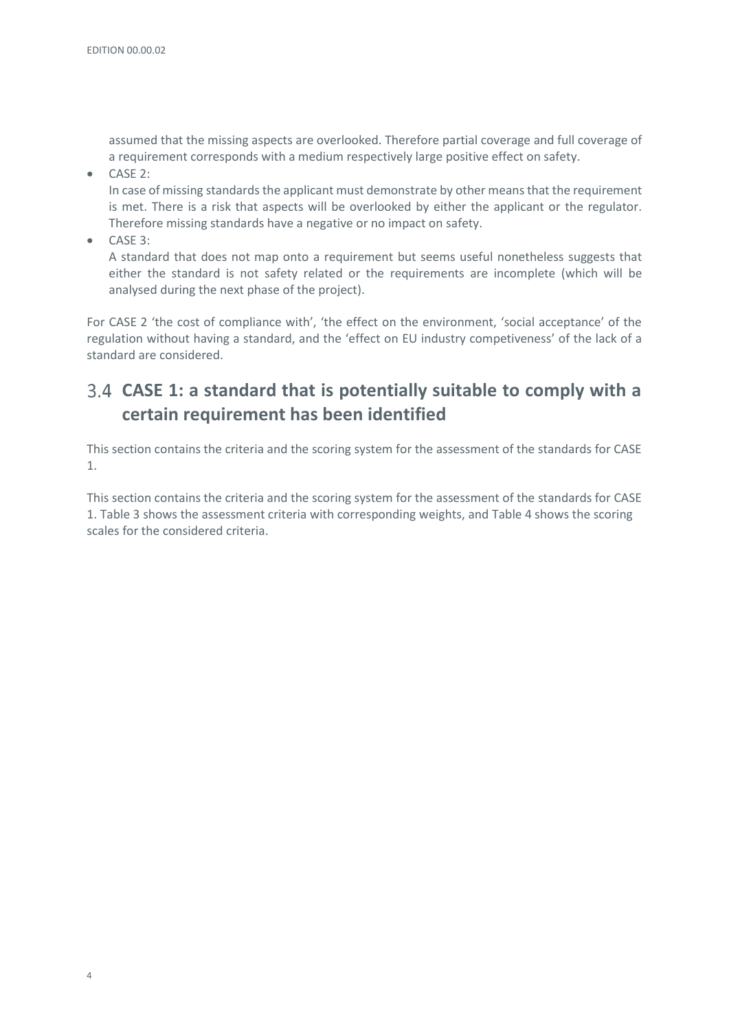assumed that the missing aspects are overlooked. Therefore partial coverage and full coverage of a requirement corresponds with a medium respectively large positive effect on safety.

- CASE 2:
  In case of missing standards the applicant must demonstrate by other means that the requirement is met. There is a risk that aspects will be overlooked by either the applicant or the regulator. Therefore missing standards have a negative or no impact on safety.
- CASE 3:
  A standard that does not map onto a requirement but seems useful nonetheless suggests that either the standard is not safety related or the requirements are incomplete (which will be analysed during the next phase of the project).

For CASE 2 'the cost of compliance with', 'the effect on the environment, 'social acceptance' of the regulation without having a standard, and the 'effect on EU industry competiveness' of the lack of a standard are considered.

## 3.4 CASE 1: a standard that is potentially suitable to comply with a certain requirement has been identified

This section contains the criteria and the scoring system for the assessment of the standards for CASE 1.

This section contains the criteria and the scoring system for the assessment of the standards for CASE 1. Table 3 shows the assessment criteria with corresponding weights, and Table 4 shows the scoring scales for the considered criteria.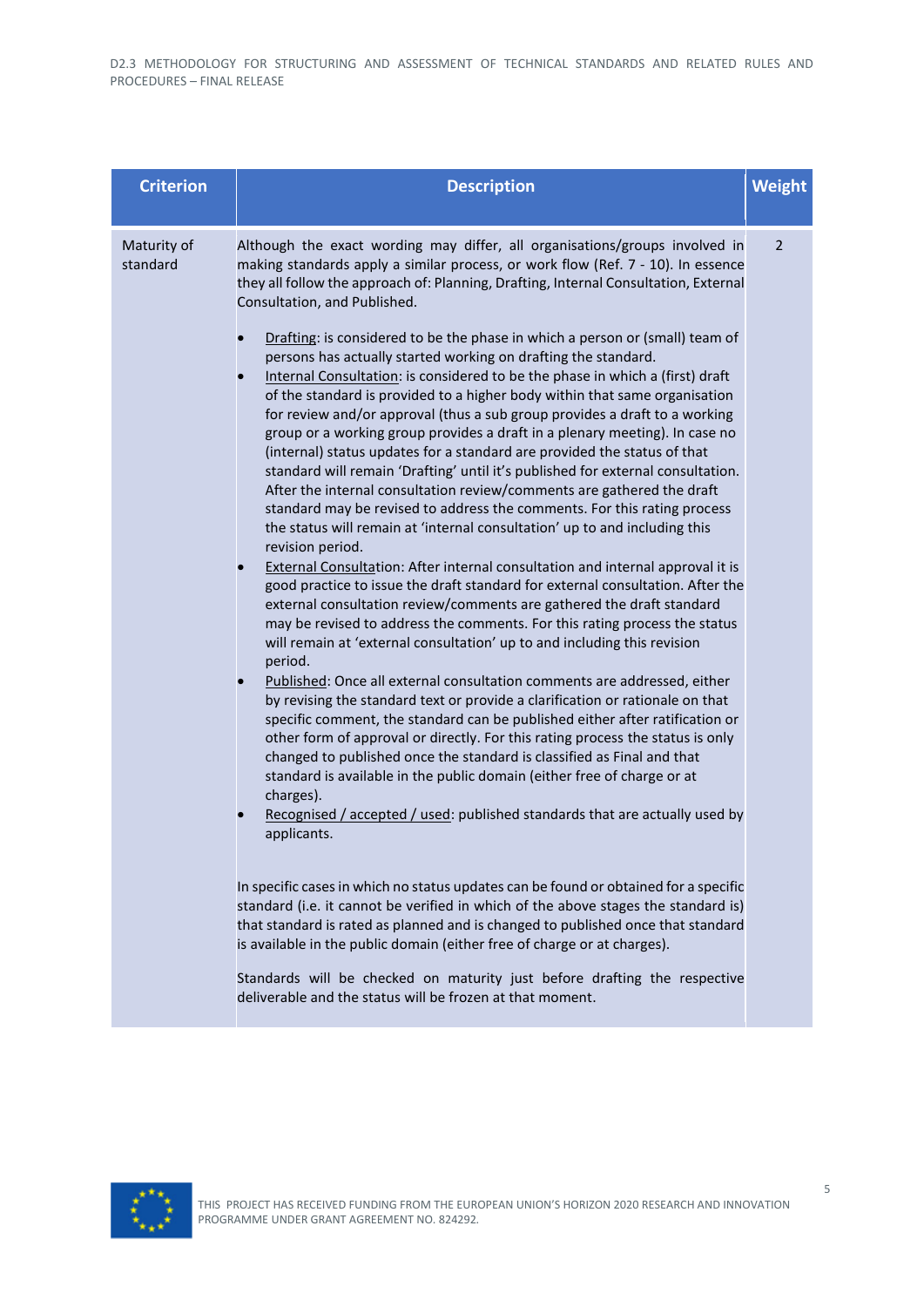| Criterion | Description | Weight |
|---|---|---|
| Maturity of standard | Although the exact wording may differ, all organisations/groups involved in making standards apply a similar process, or work flow (Ref. 7 - 10). In essence they all follow the approach of: Planning, Drafting, Internal Consultation, External Consultation, and Published.<br><br>• Drafting: is considered to be the phase in which a person or (small) team of persons has actually started working on drafting the standard.<br>• Internal Consultation: is considered to be the phase in which a (first) draft of the standard is provided to a higher body within that same organisation for review and/or approval (thus a sub group provides a draft to a working group or a working group provides a draft in a plenary meeting). In case no (internal) status updates for a standard are provided the status of that standard will remain 'Drafting' until it's published for external consultation. After the internal consultation review/comments are gathered the draft standard may be revised to address the comments. For this rating process the status will remain at 'internal consultation' up to and including this revision period.<br>• External Consultation: After internal consultation and internal approval it is good practice to issue the draft standard for external consultation. After the external consultation review/comments are gathered the draft standard may be revised to address the comments. For this rating process the status will remain at 'external consultation' up to and including this revision period.<br>• Published: Once all external consultation comments are addressed, either by revising the standard text or provide a clarification or rationale on that specific comment, the standard can be published either after ratification or other form of approval or directly. For this rating process the status is only changed to published once the standard is classified as Final and that standard is available in the public domain (either free of charge or at charges).<br>• Recognised / accepted / used: published standards that are actually used by applicants.<br><br>In specific cases in which no status updates can be found or obtained for a specific standard (i.e. it cannot be verified in which of the above stages the standard is) that standard is rated as planned and is changed to published once that standard is available in the public domain (either free of charge or at charges).<br><br>Standards will be checked on maturity just before drafting the respective deliverable and the status will be frozen at that moment. | 2 |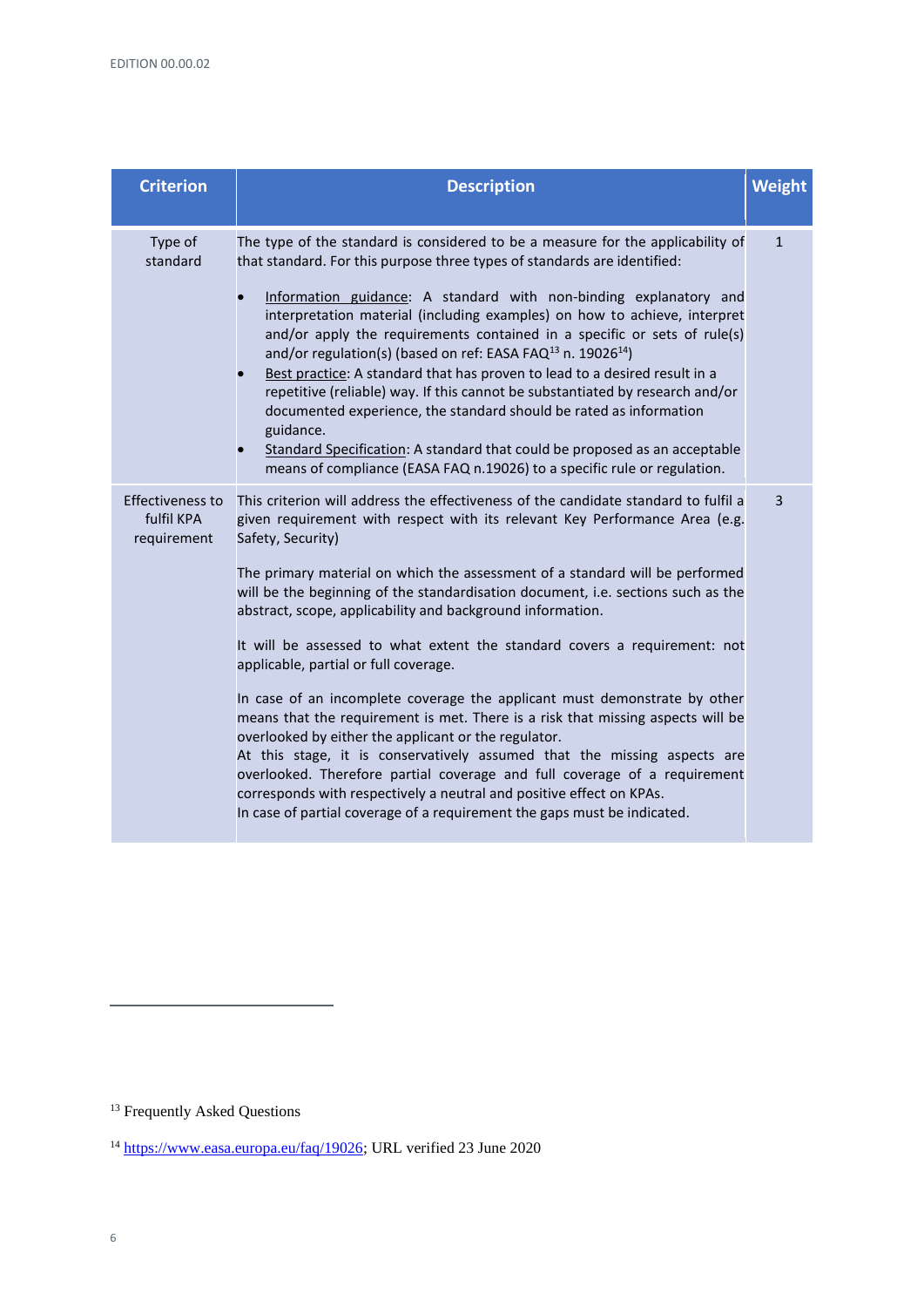| Criterion | Description | Weight |
|---|---|---|
| Type of standard | The type of the standard is considered to be a measure for the applicability of that standard. For this purpose three types of standards are identified:<br><br>• <u>Information guidance</u>: A standard with non-binding explanatory and interpretation material (including examples) on how to achieve, interpret and/or apply the requirements contained in a specific or sets of rule(s) and/or regulation(s) (based on ref: EASA FAQ[13] n. 19026[14])<br>• <u>Best practice</u>: A standard that has proven to lead to a desired result in a repetitive (reliable) way. If this cannot be substantiated by research and/or documented experience, the standard should be rated as information guidance.<br>• <u>Standard Specification</u>: A standard that could be proposed as an acceptable means of compliance (EASA FAQ n.19026) to a specific rule or regulation. | 1 |
| Effectiveness to fulfil KPA requirement | This criterion will address the effectiveness of the candidate standard to fulfil a given requirement with respect with its relevant Key Performance Area (e.g. Safety, Security)<br><br>The primary material on which the assessment of a standard will be performed will be the beginning of the standardisation document, i.e. sections such as the abstract, scope, applicability and background information.<br><br>It will be assessed to what extent the standard covers a requirement: not applicable, partial or full coverage.<br><br>In case of an incomplete coverage the applicant must demonstrate by other means that the requirement is met. There is a risk that missing aspects will be overlooked by either the applicant or the regulator.<br>At this stage, it is conservatively assumed that the missing aspects are overlooked. Therefore partial coverage and full coverage of a requirement corresponds with respectively a neutral and positive effect on KPAs.<br>In case of partial coverage of a requirement the gaps must be indicated. | 3 |

[13] Frequently Asked Questions

[14] https://www.easa.europa.eu/faq/19026; URL verified 23 June 2020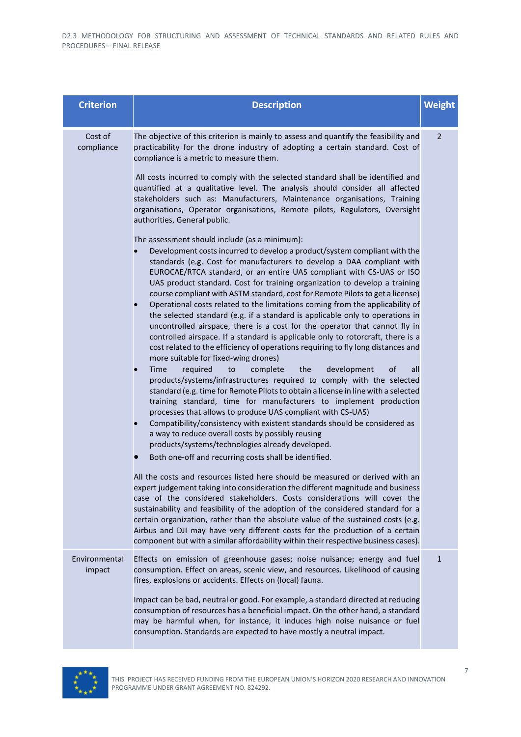| Criterion | Description | Weight |
|---|---|---|
| Cost of compliance | The objective of this criterion is mainly to assess and quantify the feasibility and practicability for the drone industry of adopting a certain standard. Cost of compliance is a metric to measure them.<br><br>All costs incurred to comply with the selected standard shall be identified and quantified at a qualitative level. The analysis should consider all affected stakeholders such as: Manufacturers, Maintenance organisations, Training organisations, Operator organisations, Remote pilots, Regulators, Oversight authorities, General public.<br><br>The assessment should include (as a minimum):<br>• Development costs incurred to develop a product/system compliant with the standards (e.g. Cost for manufacturers to develop a DAA compliant with EUROCAE/RTCA standard, or an entire UAS compliant with CS-UAS or ISO UAS product standard. Cost for training organization to develop a training course compliant with ASTM standard, cost for Remote Pilots to get a license)<br>• Operational costs related to the limitations coming from the applicability of the selected standard (e.g. if a standard is applicable only to operations in uncontrolled airspace, there is a cost for the operator that cannot fly in controlled airspace. If a standard is applicable only to rotorcraft, there is a cost related to the efficiency of operations requiring to fly long distances and more suitable for fixed-wing drones)<br>• Time required to complete the development of all products/systems/infrastructures required to comply with the selected standard (e.g. time for Remote Pilots to obtain a license in line with a selected training standard, time for manufacturers to implement production processes that allows to produce UAS compliant with CS-UAS)<br>• Compatibility/consistency with existent standards should be considered as a way to reduce overall costs by possibly reusing products/systems/technologies already developed.<br>• Both one-off and recurring costs shall be identified.<br><br>All the costs and resources listed here should be measured or derived with an expert judgement taking into consideration the different magnitude and business case of the considered stakeholders. Costs considerations will cover the sustainability and feasibility of the adoption of the considered standard for a certain organization, rather than the absolute value of the sustained costs (e.g. Airbus and DJI may have very different costs for the production of a certain component but with a similar affordability within their respective business cases). | 2 |
| Environmental impact | Effects on emission of greenhouse gases; noise nuisance; energy and fuel consumption. Effect on areas, scenic view, and resources. Likelihood of causing fires, explosions or accidents. Effects on (local) fauna.<br><br>Impact can be bad, neutral or good. For example, a standard directed at reducing consumption of resources has a beneficial impact. On the other hand, a standard may be harmful when, for instance, it induces high noise nuisance or fuel consumption. Standards are expected to have mostly a neutral impact. | 1 |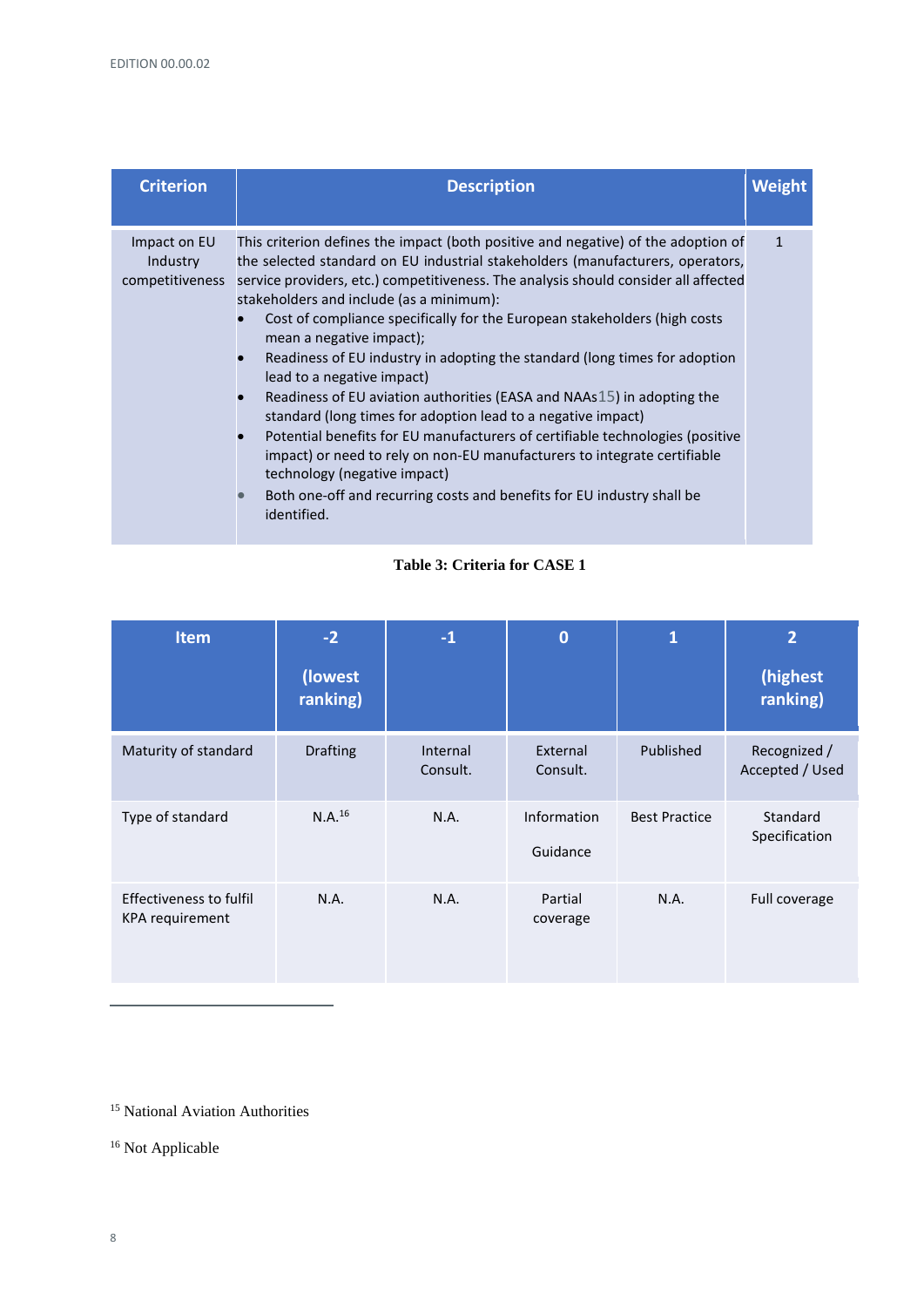| Criterion | Description | Weight |
|---|---|---|
| Impact on EU Industry competitiveness | This criterion defines the impact (both positive and negative) of the adoption of the selected standard on EU industrial stakeholders (manufacturers, operators, service providers, etc.) competitiveness. The analysis should consider all affected stakeholders and include (as a minimum):<br>• Cost of compliance specifically for the European stakeholders (high costs mean a negative impact);<br>• Readiness of EU industry in adopting the standard (long times for adoption lead to a negative impact)<br>• Readiness of EU aviation authorities (EASA and NAAs[15]) in adopting the standard (long times for adoption lead to a negative impact)<br>• Potential benefits for EU manufacturers of certifiable technologies (positive impact) or need to rely on non-EU manufacturers to integrate certifiable technology (negative impact)<br>• Both one-off and recurring costs and benefits for EU industry shall be identified. | 1 |

**Table 3: Criteria for CASE 1**

| Item | -2 (lowest ranking) | -1 | 0 | 1 | 2 (highest ranking) |
|---|---|---|---|---|---|
| Maturity of standard | Drafting | Internal Consult. | External Consult. | Published | Recognized / Accepted / Used |
| Type of standard | N.A.[16] | N.A. | Information Guidance | Best Practice | Standard Specification |
| Effectiveness to fulfil KPA requirement | N.A. | N.A. | Partial coverage | N.A. | Full coverage |

[15] National Aviation Authorities

[16] Not Applicable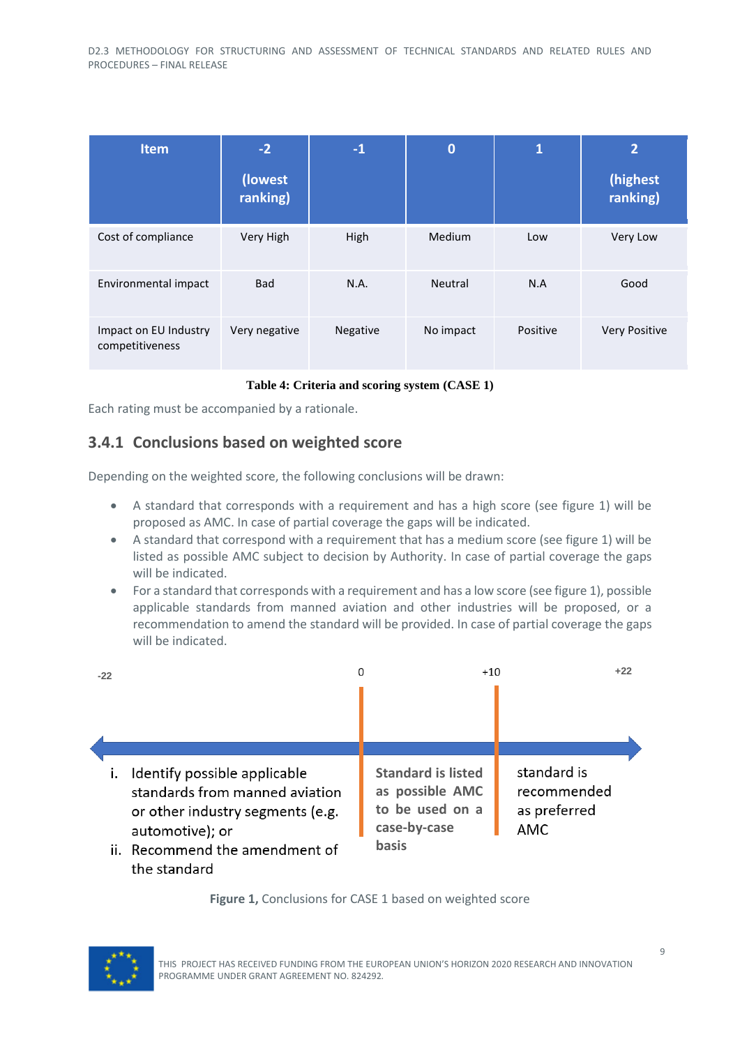| Item | -2 (lowest ranking) | -1 | 0 | 1 | 2 (highest ranking) |
| --- | --- | --- | --- | --- | --- |
| Cost of compliance | Very High | High | Medium | Low | Very Low |
| Environmental impact | Bad | N.A. | Neutral | N.A | Good |
| Impact on EU Industry competitiveness | Very negative | Negative | No impact | Positive | Very Positive |

**Table 4: Criteria and scoring system (CASE 1)**

Each rating must be accompanied by a rationale.

### 3.4.1 Conclusions based on weighted score

Depending on the weighted score, the following conclusions will be drawn:

- A standard that corresponds with a requirement and has a high score (see figure 1) will be proposed as AMC. In case of partial coverage the gaps will be indicated.
- A standard that correspond with a requirement that has a medium score (see figure 1) will be listed as possible AMC subject to decision by Authority. In case of partial coverage the gaps will be indicated.
- For a standard that corresponds with a requirement and has a low score (see figure 1), possible applicable standards from manned aviation and other industries will be proposed, or a recommendation to amend the standard will be provided. In case of partial coverage the gaps will be indicated.

-22 | 0 | +10 | +22

- -22 to 0:
  - i. Identify possible applicable standards from manned aviation or other industry segments (e.g. automotive); or
  - ii. Recommend the amendment of the standard
- 0 to +10: Standard is listed as possible AMC to be used on a case-by-case basis
- +10 to +22: standard is recommended as preferred AMC

**Figure 1,** Conclusions for CASE 1 based on weighted score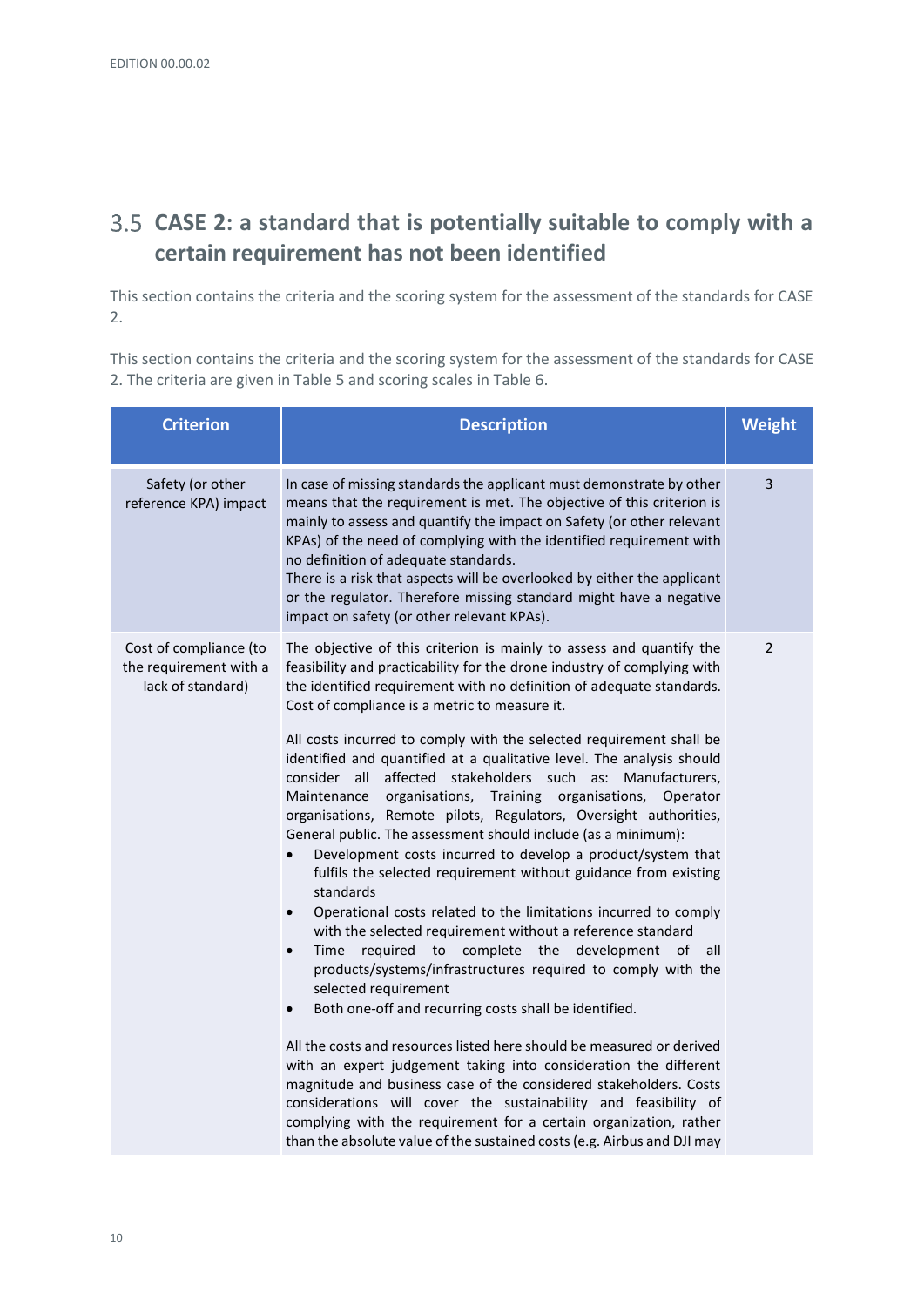## 3.5 CASE 2: a standard that is potentially suitable to comply with a certain requirement has not been identified

This section contains the criteria and the scoring system for the assessment of the standards for CASE 2.

This section contains the criteria and the scoring system for the assessment of the standards for CASE 2. The criteria are given in Table 5 and scoring scales in Table 6.

| Criterion | Description | Weight |
|---|---|---|
| Safety (or other reference KPA) impact | In case of missing standards the applicant must demonstrate by other means that the requirement is met. The objective of this criterion is mainly to assess and quantify the impact on Safety (or other relevant KPAs) of the need of complying with the identified requirement with no definition of adequate standards.<br>There is a risk that aspects will be overlooked by either the applicant or the regulator. Therefore missing standard might have a negative impact on safety (or other relevant KPAs). | 3 |
| Cost of compliance (to the requirement with a lack of standard) | The objective of this criterion is mainly to assess and quantify the feasibility and practicability for the drone industry of complying with the identified requirement with no definition of adequate standards. Cost of compliance is a metric to measure it.<br><br>All costs incurred to comply with the selected requirement shall be identified and quantified at a qualitative level. The analysis should consider all affected stakeholders such as: Manufacturers, Maintenance organisations, Training organisations, Operator organisations, Remote pilots, Regulators, Oversight authorities, General public. The assessment should include (as a minimum):<br>• Development costs incurred to develop a product/system that fulfils the selected requirement without guidance from existing standards<br>• Operational costs related to the limitations incurred to comply with the selected requirement without a reference standard<br>• Time required to complete the development of all products/systems/infrastructures required to comply with the selected requirement<br>• Both one-off and recurring costs shall be identified.<br><br>All the costs and resources listed here should be measured or derived with an expert judgement taking into consideration the different magnitude and business case of the considered stakeholders. Costs considerations will cover the sustainability and feasibility of complying with the requirement for a certain organization, rather than the absolute value of the sustained costs (e.g. Airbus and DJI may | 2 |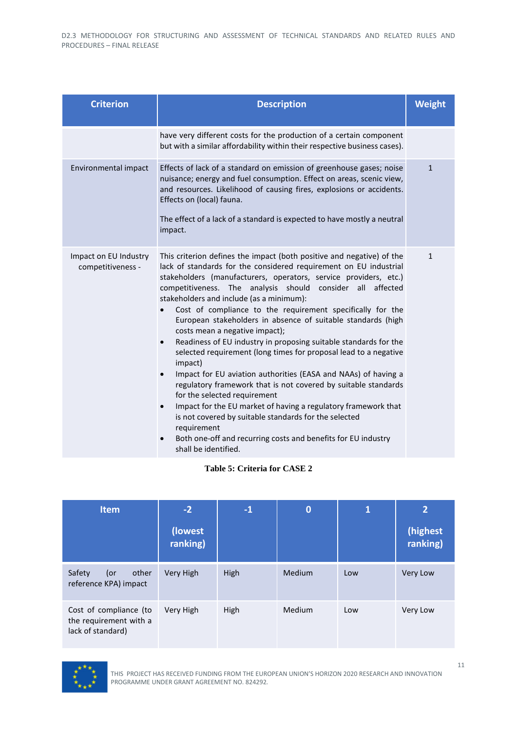| Criterion | Description | Weight |
|---|---|---|
| | have very different costs for the production of a certain component but with a similar affordability within their respective business cases). | |
| Environmental impact | Effects of lack of a standard on emission of greenhouse gases; noise nuisance; energy and fuel consumption. Effect on areas, scenic view, and resources. Likelihood of causing fires, explosions or accidents. Effects on (local) fauna.<br><br>The effect of a lack of a standard is expected to have mostly a neutral impact. | 1 |
| Impact on EU Industry competitiveness - | This criterion defines the impact (both positive and negative) of the lack of standards for the considered requirement on EU industrial stakeholders (manufacturers, operators, service providers, etc.) competitiveness. The analysis should consider all affected stakeholders and include (as a minimum):<br>• Cost of compliance to the requirement specifically for the European stakeholders in absence of suitable standards (high costs mean a negative impact);<br>• Readiness of EU industry in proposing suitable standards for the selected requirement (long times for proposal lead to a negative impact)<br>• Impact for EU aviation authorities (EASA and NAAs) of having a regulatory framework that is not covered by suitable standards for the selected requirement<br>• Impact for the EU market of having a regulatory framework that is not covered by suitable standards for the selected requirement<br>• Both one-off and recurring costs and benefits for EU industry shall be identified. | 1 |

**Table 5: Criteria for CASE 2**

| Item | -2 (lowest ranking) | -1 | 0 | 1 | 2 (highest ranking) |
|---|---|---|---|---|---|
| Safety (or other reference KPA) impact | Very High | High | Medium | Low | Very Low |
| Cost of compliance (to the requirement with a lack of standard) | Very High | High | Medium | Low | Very Low |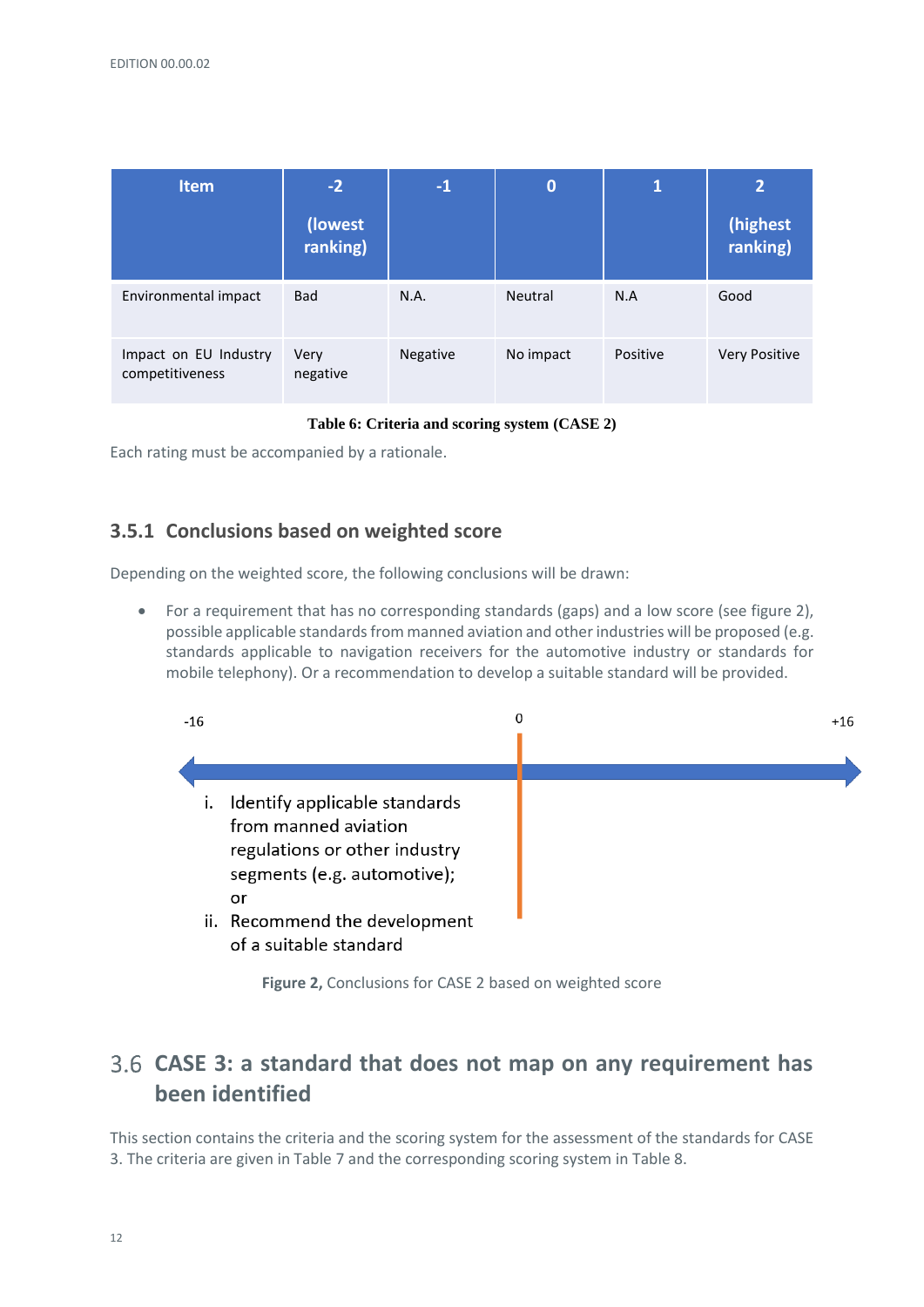| Item | -2 (lowest ranking) | -1 | 0 | 1 | 2 (highest ranking) |
| --- | --- | --- | --- | --- | --- |
| Environmental impact | Bad | N.A. | Neutral | N.A | Good |
| Impact on EU Industry competitiveness | Very negative | Negative | No impact | Positive | Very Positive |

**Table 6: Criteria and scoring system (CASE 2)**

Each rating must be accompanied by a rationale.

### 3.5.1 Conclusions based on weighted score

Depending on the weighted score, the following conclusions will be drawn:

- For a requirement that has no corresponding standards (gaps) and a low score (see figure 2), possible applicable standards from manned aviation and other industries will be proposed (e.g. standards applicable to navigation receivers for the automotive industry or standards for mobile telephony). Or a recommendation to develop a suitable standard will be provided.

-16 0 +16

i. Identify applicable standards from manned aviation regulations or other industry segments (e.g. automotive); or
ii. Recommend the development of a suitable standard

**Figure 2,** Conclusions for CASE 2 based on weighted score

## 3.6 CASE 3: a standard that does not map on any requirement has been identified

This section contains the criteria and the scoring system for the assessment of the standards for CASE 3. The criteria are given in Table 7 and the corresponding scoring system in Table 8.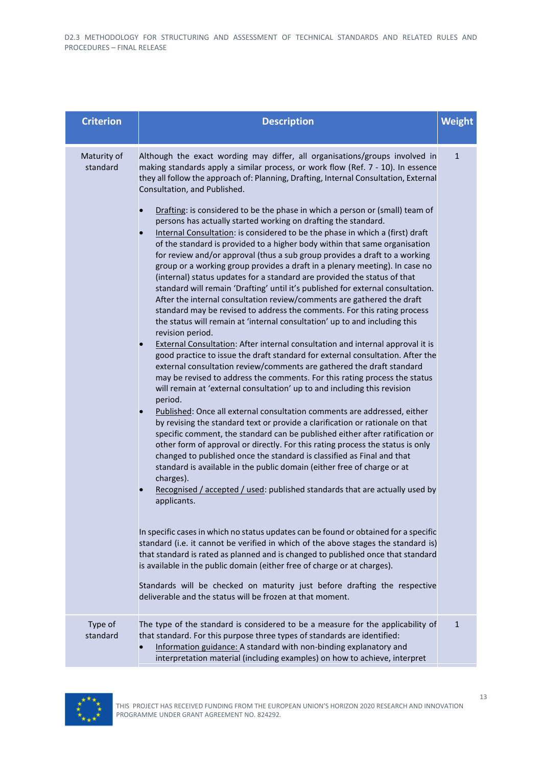| Criterion | Description | Weight |
|---|---|---|
| Maturity of standard | Although the exact wording may differ, all organisations/groups involved in making standards apply a similar process, or work flow (Ref. 7 - 10). In essence they all follow the approach of: Planning, Drafting, Internal Consultation, External Consultation, and Published.<br><br>• <u>Drafting</u>: is considered to be the phase in which a person or (small) team of persons has actually started working on drafting the standard.<br>• <u>Internal Consultation</u>: is considered to be the phase in which a (first) draft of the standard is provided to a higher body within that same organisation for review and/or approval (thus a sub group provides a draft to a working group or a working group provides a draft in a plenary meeting). In case no (internal) status updates for a standard are provided the status of that standard will remain 'Drafting' until it's published for external consultation. After the internal consultation review/comments are gathered the draft standard may be revised to address the comments. For this rating process the status will remain at 'internal consultation' up to and including this revision period.<br>• <u>External Consultation</u>: After internal consultation and internal approval it is good practice to issue the draft standard for external consultation. After the external consultation review/comments are gathered the draft standard may be revised to address the comments. For this rating process the status will remain at 'external consultation' up to and including this revision period.<br>• <u>Published</u>: Once all external consultation comments are addressed, either by revising the standard text or provide a clarification or rationale on that specific comment, the standard can be published either after ratification or other form of approval or directly. For this rating process the status is only changed to published once the standard is classified as Final and that standard is available in the public domain (either free of charge or at charges).<br>• <u>Recognised / accepted / used</u>: published standards that are actually used by applicants.<br><br>In specific cases in which no status updates can be found or obtained for a specific standard (i.e. it cannot be verified in which of the above stages the standard is) that standard is rated as planned and is changed to published once that standard is available in the public domain (either free of charge or at charges).<br><br>Standards will be checked on maturity just before drafting the respective deliverable and the status will be frozen at that moment. | 1 |
| Type of standard | The type of the standard is considered to be a measure for the applicability of that standard. For this purpose three types of standards are identified:<br>• <u>Information guidance:</u> A standard with non-binding explanatory and interpretation material (including examples) on how to achieve, interpret | 1 |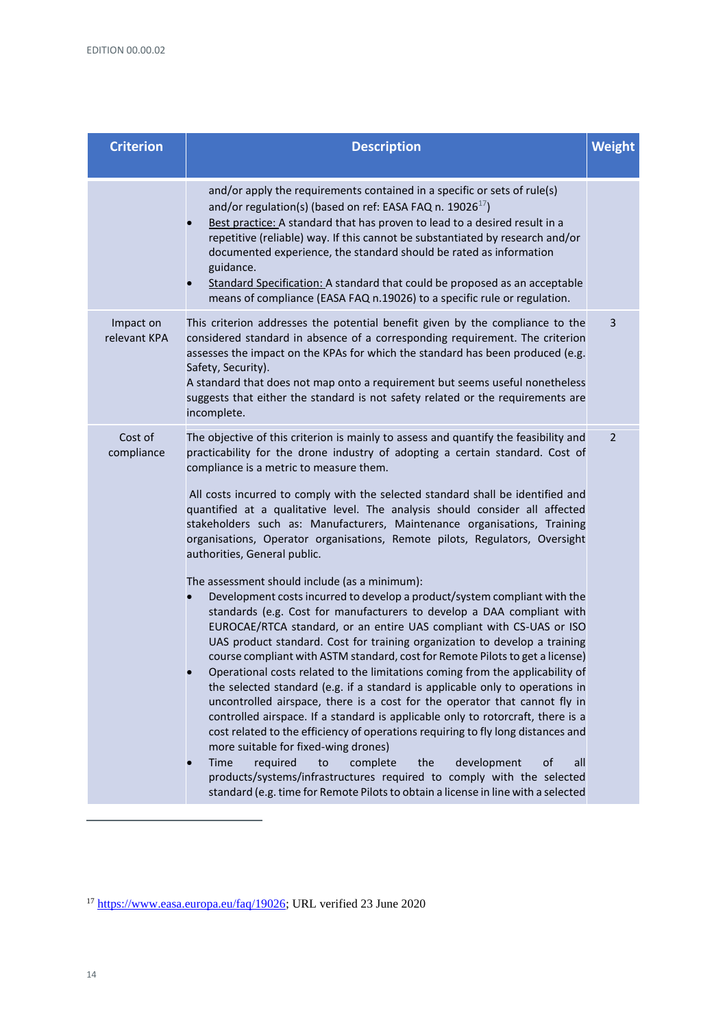| Criterion | Description | Weight |
|---|---|---|
| | and/or apply the requirements contained in a specific or sets of rule(s) and/or regulation(s) (based on ref: EASA FAQ n. 19026[17])<br>• Best practice: A standard that has proven to lead to a desired result in a repetitive (reliable) way. If this cannot be substantiated by research and/or documented experience, the standard should be rated as information guidance.<br>• Standard Specification: A standard that could be proposed as an acceptable means of compliance (EASA FAQ n.19026) to a specific rule or regulation. | |
| Impact on relevant KPA | This criterion addresses the potential benefit given by the compliance to the considered standard in absence of a corresponding requirement. The criterion assesses the impact on the KPAs for which the standard has been produced (e.g. Safety, Security).<br>A standard that does not map onto a requirement but seems useful nonetheless suggests that either the standard is not safety related or the requirements are incomplete. | 3 |
| Cost of compliance | The objective of this criterion is mainly to assess and quantify the feasibility and practicability for the drone industry of adopting a certain standard. Cost of compliance is a metric to measure them.<br><br>All costs incurred to comply with the selected standard shall be identified and quantified at a qualitative level. The analysis should consider all affected stakeholders such as: Manufacturers, Maintenance organisations, Training organisations, Operator organisations, Remote pilots, Regulators, Oversight authorities, General public.<br><br>The assessment should include (as a minimum):<br>• Development costs incurred to develop a product/system compliant with the standards (e.g. Cost for manufacturers to develop a DAA compliant with EUROCAE/RTCA standard, or an entire UAS compliant with CS-UAS or ISO UAS product standard. Cost for training organization to develop a training course compliant with ASTM standard, cost for Remote Pilots to get a license)<br>• Operational costs related to the limitations coming from the applicability of the selected standard (e.g. if a standard is applicable only to operations in uncontrolled airspace, there is a cost for the operator that cannot fly in controlled airspace. If a standard is applicable only to rotorcraft, there is a cost related to the efficiency of operations requiring to fly long distances and more suitable for fixed-wing drones)<br>• Time required to complete the development of all products/systems/infrastructures required to comply with the selected standard (e.g. time for Remote Pilots to obtain a license in line with a selected | 2 |

[17] https://www.easa.europa.eu/faq/19026; URL verified 23 June 2020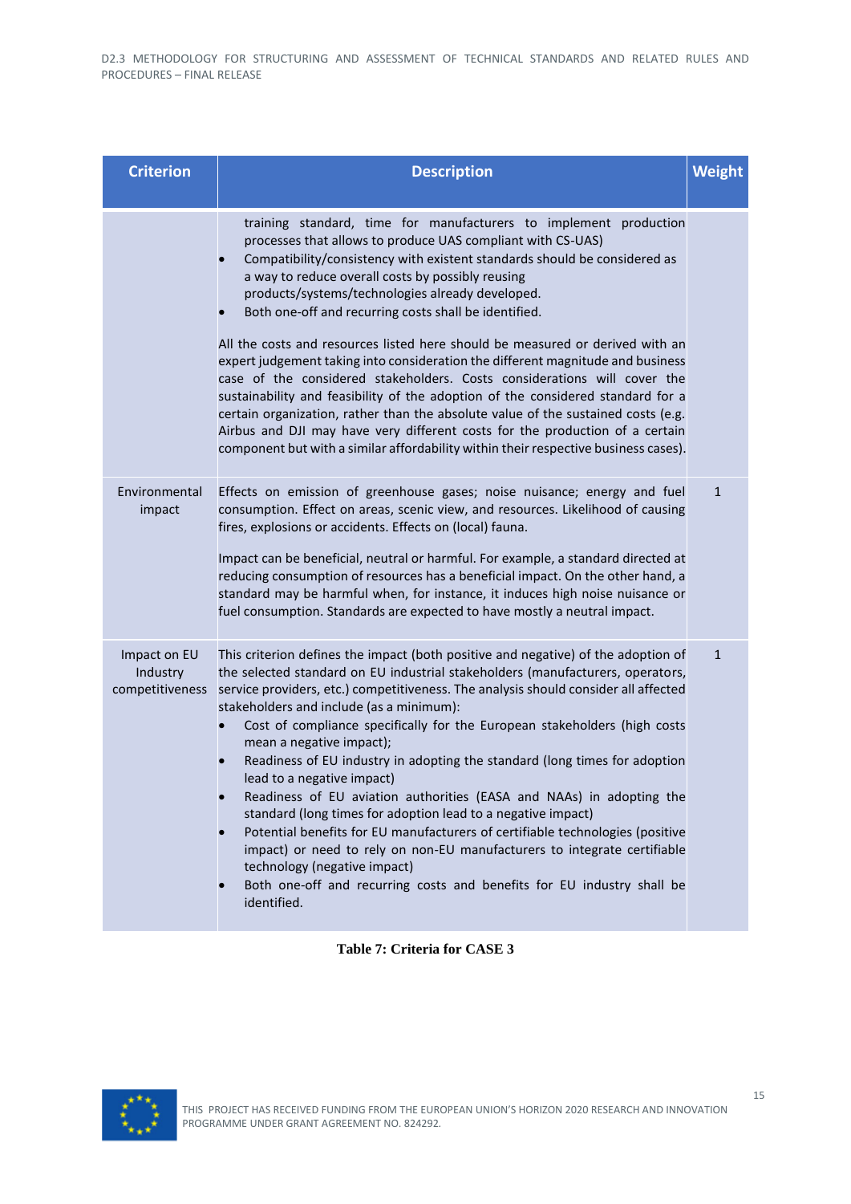| Criterion | Description | Weight |
|---|---|---|
| | training standard, time for manufacturers to implement production processes that allows to produce UAS compliant with CS-UAS)<br>• Compatibility/consistency with existent standards should be considered as a way to reduce overall costs by possibly reusing products/systems/technologies already developed.<br>• Both one-off and recurring costs shall be identified.<br><br>All the costs and resources listed here should be measured or derived with an expert judgement taking into consideration the different magnitude and business case of the considered stakeholders. Costs considerations will cover the sustainability and feasibility of the adoption of the considered standard for a certain organization, rather than the absolute value of the sustained costs (e.g. Airbus and DJI may have very different costs for the production of a certain component but with a similar affordability within their respective business cases). | |
| Environmental impact | Effects on emission of greenhouse gases; noise nuisance; energy and fuel consumption. Effect on areas, scenic view, and resources. Likelihood of causing fires, explosions or accidents. Effects on (local) fauna.<br><br>Impact can be beneficial, neutral or harmful. For example, a standard directed at reducing consumption of resources has a beneficial impact. On the other hand, a standard may be harmful when, for instance, it induces high noise nuisance or fuel consumption. Standards are expected to have mostly a neutral impact. | 1 |
| Impact on EU Industry competitiveness | This criterion defines the impact (both positive and negative) of the adoption of the selected standard on EU industrial stakeholders (manufacturers, operators, service providers, etc.) competitiveness. The analysis should consider all affected stakeholders and include (as a minimum):<br>• Cost of compliance specifically for the European stakeholders (high costs mean a negative impact);<br>• Readiness of EU industry in adopting the standard (long times for adoption lead to a negative impact)<br>• Readiness of EU aviation authorities (EASA and NAAs) in adopting the standard (long times for adoption lead to a negative impact)<br>• Potential benefits for EU manufacturers of certifiable technologies (positive impact) or need to rely on non-EU manufacturers to integrate certifiable technology (negative impact)<br>• Both one-off and recurring costs and benefits for EU industry shall be identified. | 1 |

**Table 7: Criteria for CASE 3**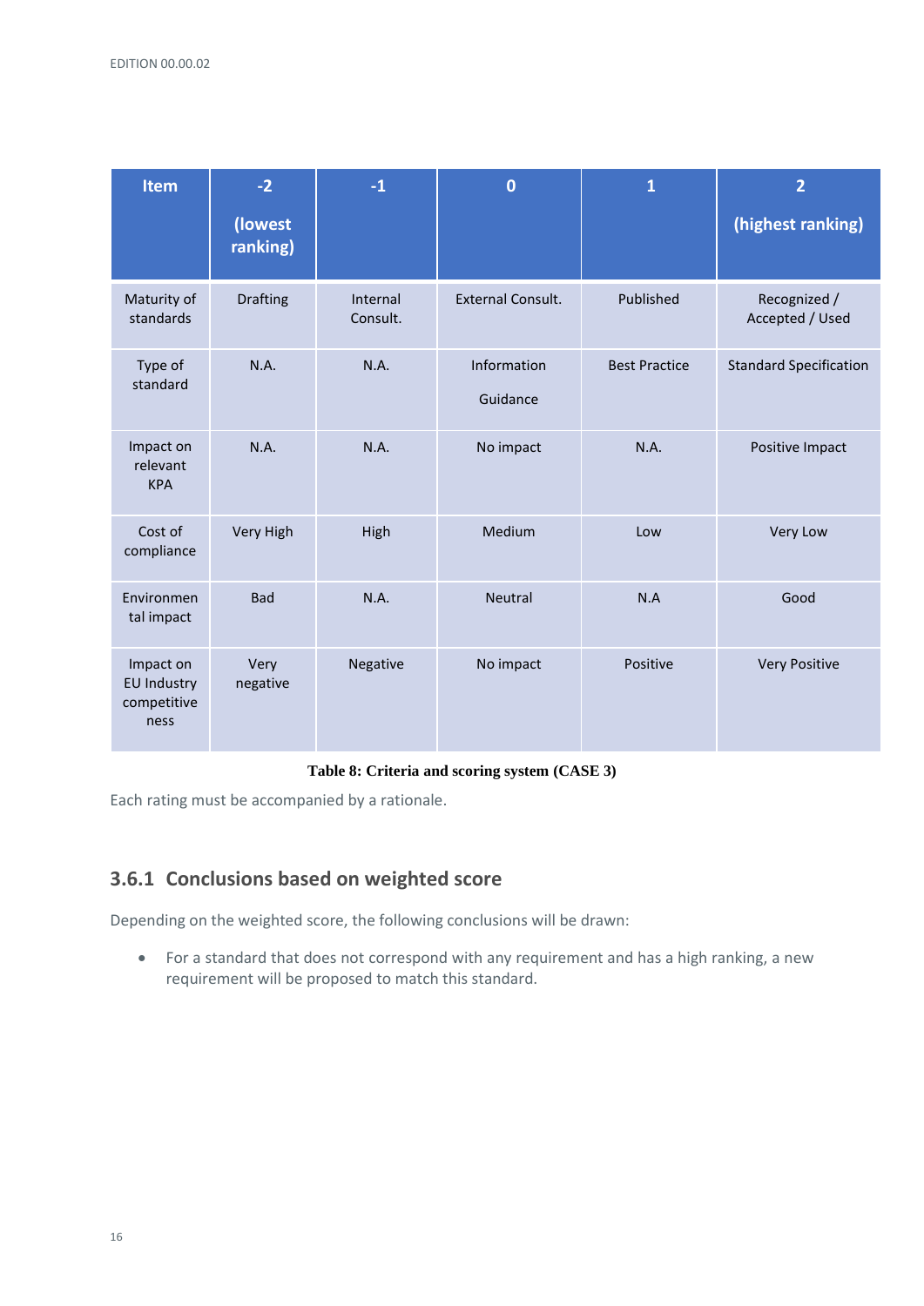| Item | -2 (lowest ranking) | -1 | 0 | 1 | 2 (highest ranking) |
|---|---|---|---|---|---|
| Maturity of standards | Drafting | Internal Consult. | External Consult. | Published | Recognized / Accepted / Used |
| Type of standard | N.A. | N.A. | Information Guidance | Best Practice | Standard Specification |
| Impact on relevant KPA | N.A. | N.A. | No impact | N.A. | Positive Impact |
| Cost of compliance | Very High | High | Medium | Low | Very Low |
| Environmental impact | Bad | N.A. | Neutral | N.A | Good |
| Impact on EU Industry competitiveness | Very negative | Negative | No impact | Positive | Very Positive |

**Table 8: Criteria and scoring system (CASE 3)**

Each rating must be accompanied by a rationale.

### 3.6.1 Conclusions based on weighted score

Depending on the weighted score, the following conclusions will be drawn:

- For a standard that does not correspond with any requirement and has a high ranking, a new requirement will be proposed to match this standard.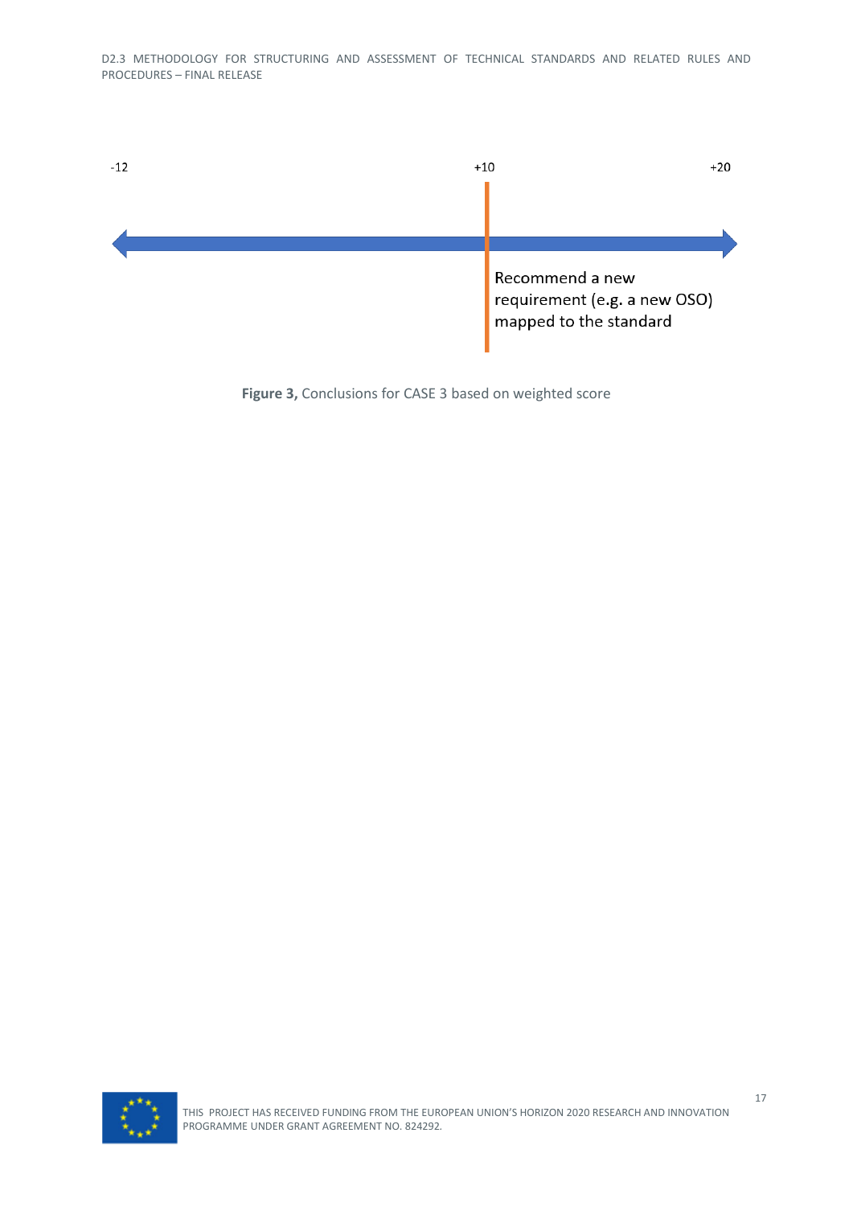-12 +10 +20

Recommend a new requirement (e.g. a new OSO) mapped to the standard

**Figure 3,** Conclusions for CASE 3 based on weighted score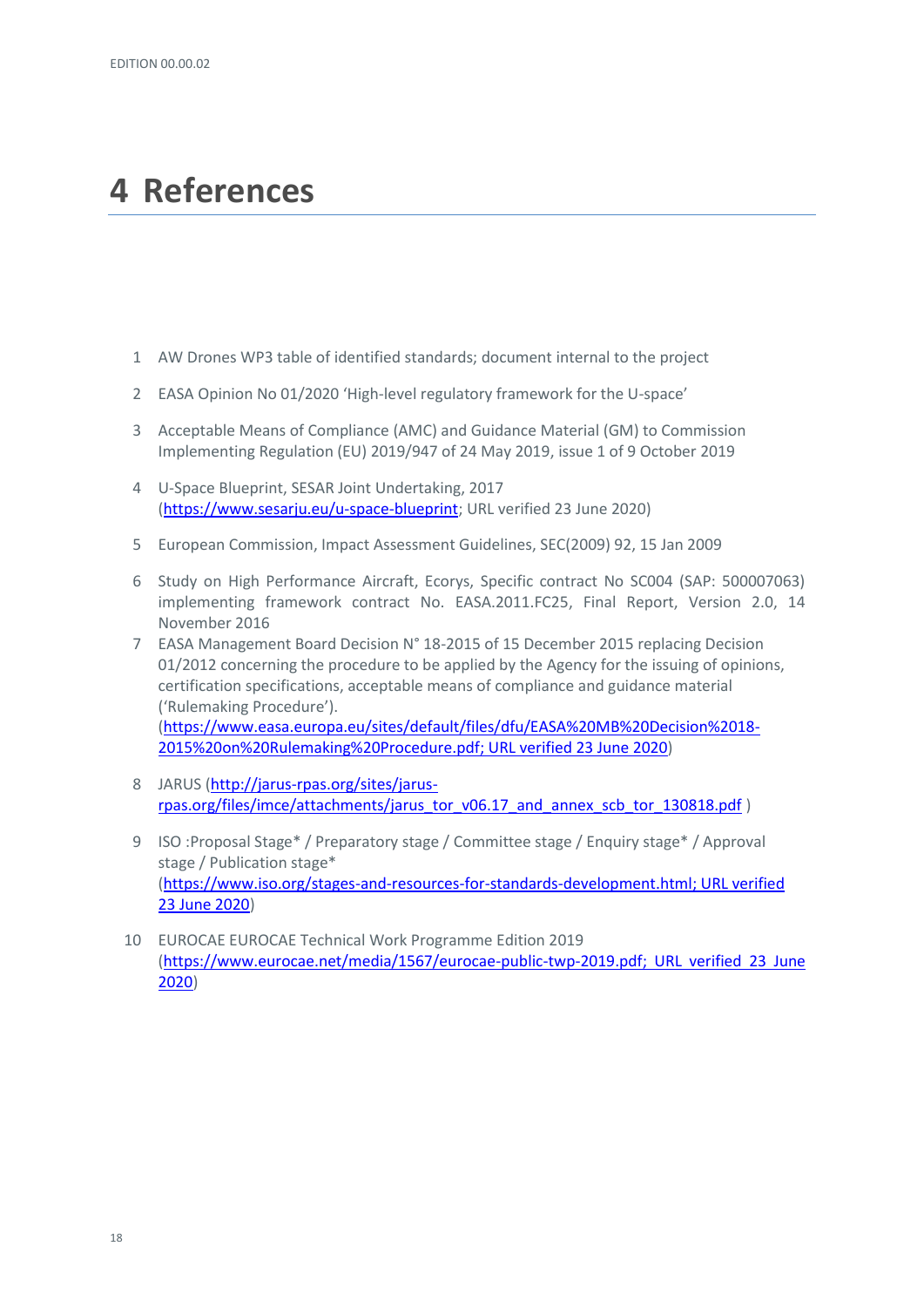# 4 References

1. AW Drones WP3 table of identified standards; document internal to the project
2. EASA Opinion No 01/2020 'High-level regulatory framework for the U-space'
3. Acceptable Means of Compliance (AMC) and Guidance Material (GM) to Commission Implementing Regulation (EU) 2019/947 of 24 May 2019, issue 1 of 9 October 2019
4. U-Space Blueprint, SESAR Joint Undertaking, 2017 (https://www.sesarju.eu/u-space-blueprint; URL verified 23 June 2020)
5. European Commission, Impact Assessment Guidelines, SEC(2009) 92, 15 Jan 2009
6. Study on High Performance Aircraft, Ecorys, Specific contract No SC004 (SAP: 500007063) implementing framework contract No. EASA.2011.FC25, Final Report, Version 2.0, 14 November 2016
7. EASA Management Board Decision N° 18-2015 of 15 December 2015 replacing Decision 01/2012 concerning the procedure to be applied by the Agency for the issuing of opinions, certification specifications, acceptable means of compliance and guidance material ('Rulemaking Procedure'). (https://www.easa.europa.eu/sites/default/files/dfu/EASA%20MB%20Decision%2018-2015%20on%20Rulemaking%20Procedure.pdf; URL verified 23 June 2020)
8. JARUS (http://jarus-rpas.org/sites/jarus-rpas.org/files/imce/attachments/jarus_tor_v06.17_and_annex_scb_tor_130818.pdf )
9. ISO :Proposal Stage* / Preparatory stage / Committee stage / Enquiry stage* / Approval stage / Publication stage* (https://www.iso.org/stages-and-resources-for-standards-development.html; URL verified 23 June 2020)
10. EUROCAE EUROCAE Technical Work Programme Edition 2019 (https://www.eurocae.net/media/1567/eurocae-public-twp-2019.pdf; URL verified 23 June 2020)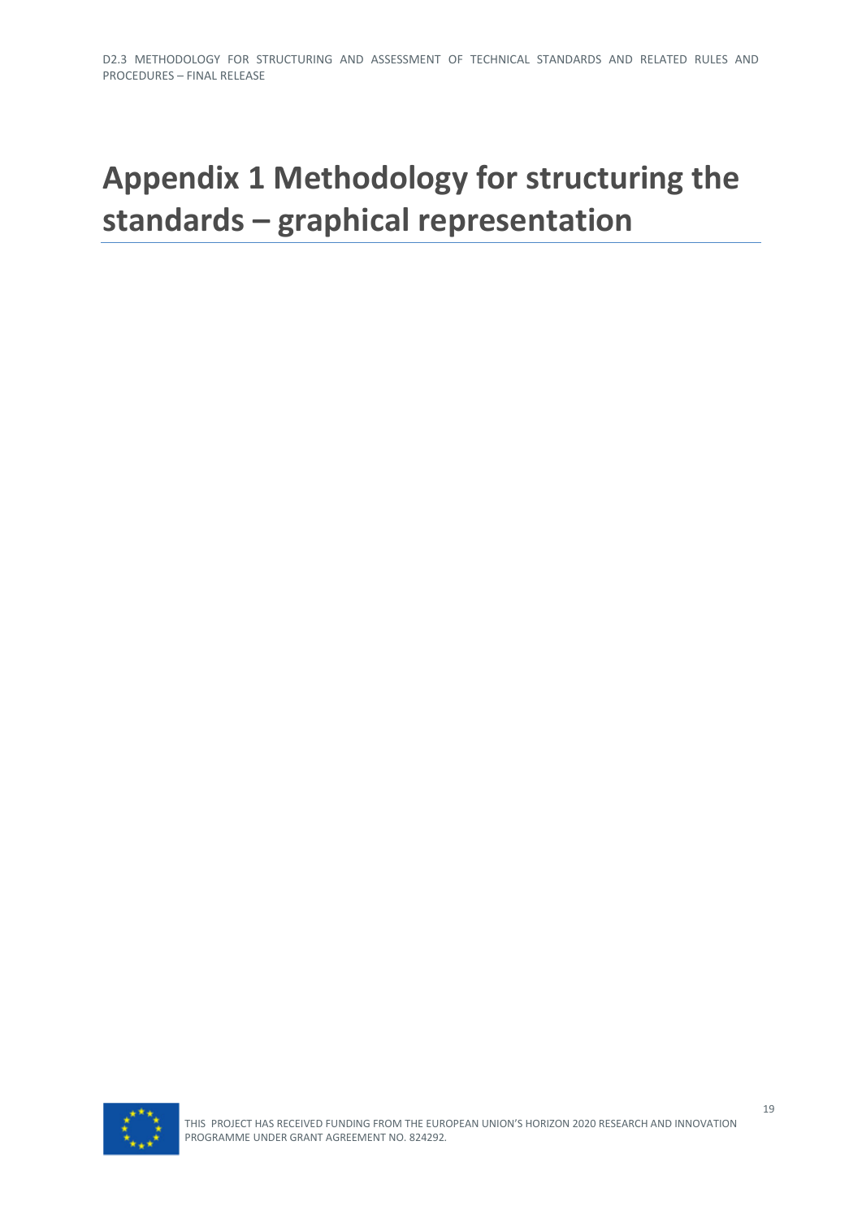# Appendix 1 Methodology for structuring the standards – graphical representation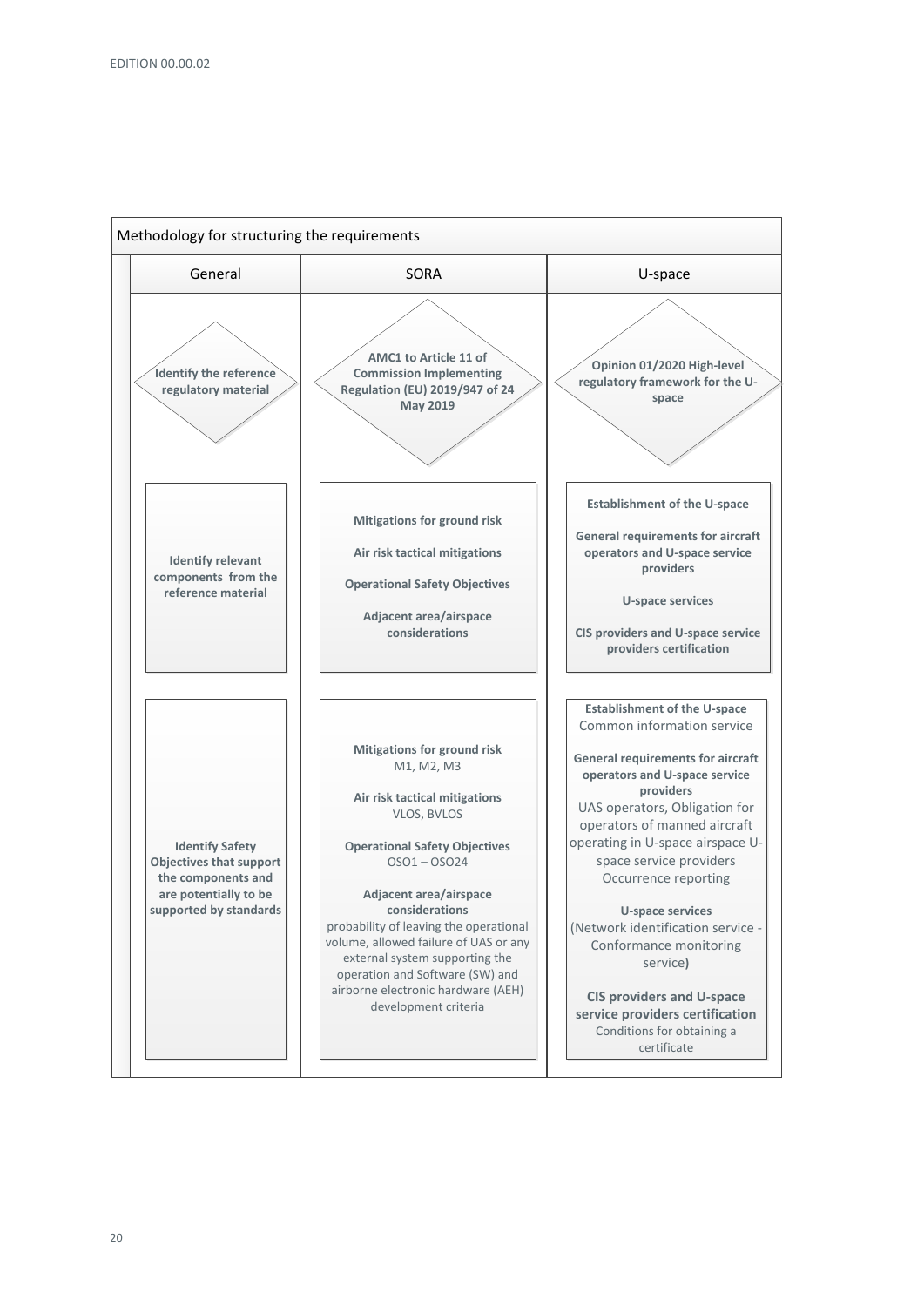**Methodology for structuring the requirements**

| General | SORA | U-space |
|---|---|---|
| **Identify the reference regulatory material** | **AMC1 to Article 11 of Commission Implementing Regulation (EU) 2019/947 of 24 May 2019** | **Opinion 01/2020 High-level regulatory framework for the U-space** |
| **Identify relevant components from the reference material** | **Mitigations for ground risk**<br><br>**Air risk tactical mitigations**<br><br>**Operational Safety Objectives**<br><br>**Adjacent area/airspace considerations** | **Establishment of the U-space**<br><br>**General requirements for aircraft operators and U-space service providers**<br><br>**U-space services**<br><br>**CIS providers and U-space service providers certification** |
| **Identify Safety Objectives that support the components and are potentially to be supported by standards** | **Mitigations for ground risk**<br>M1, M2, M3<br><br>**Air risk tactical mitigations**<br>VLOS, BVLOS<br><br>**Operational Safety Objectives**<br>OSO1 – OSO24<br><br>**Adjacent area/airspace considerations**<br>probability of leaving the operational volume, allowed failure of UAS or any external system supporting the operation and Software (SW) and airborne electronic hardware (AEH) development criteria | **Establishment of the U-space**<br>Common information service<br><br>**General requirements for aircraft operators and U-space service providers**<br>UAS operators, Obligation for operators of manned aircraft operating in U-space airspace U-space service providers Occurrence reporting<br><br>**U-space services**<br>(Network identification service - Conformance monitoring service)<br><br>**CIS providers and U-space service providers certification**<br>Conditions for obtaining a certificate |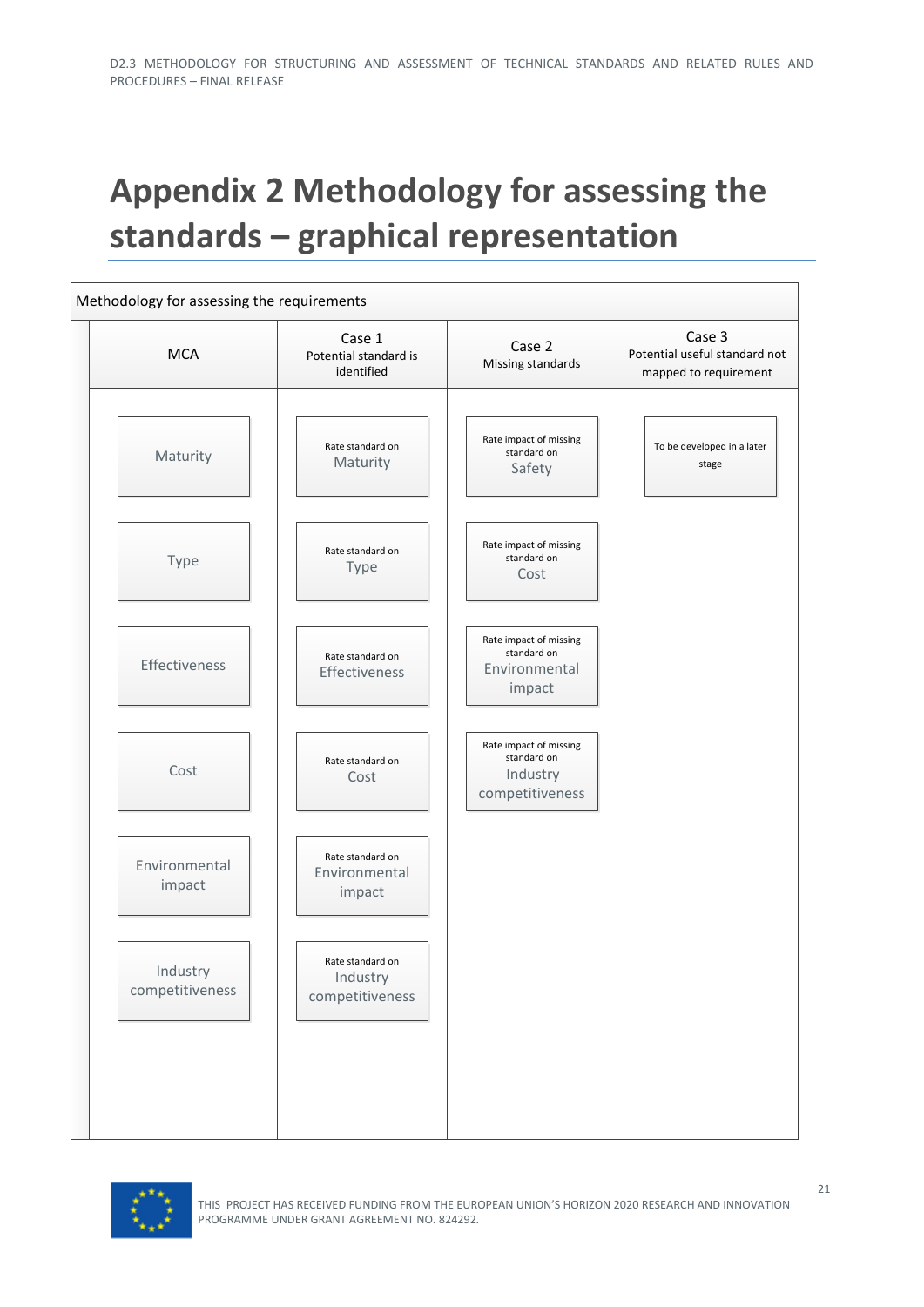# Appendix 2 Methodology for assessing the standards – graphical representation

Methodology for assessing the requirements

| MCA | Case 1<br>Potential standard is identified | Case 2<br>Missing standards | Case 3<br>Potential useful standard not mapped to requirement |
|---|---|---|---|
| Maturity | Rate standard on Maturity | Rate impact of missing standard on Safety | To be developed in a later stage |
| Type | Rate standard on Type | Rate impact of missing standard on Cost | |
| Effectiveness | Rate standard on Effectiveness | Rate impact of missing standard on Environmental impact | |
| Cost | Rate standard on Cost | Rate impact of missing standard on Industry competitiveness | |
| Environmental impact | Rate standard on Environmental impact | | |
| Industry competitiveness | Rate standard on Industry competitiveness | | |

THIS PROJECT HAS RECEIVED FUNDING FROM THE EUROPEAN UNION'S HORIZON 2020 RESEARCH AND INNOVATION PROGRAMME UNDER GRANT AGREEMENT NO. 824292.